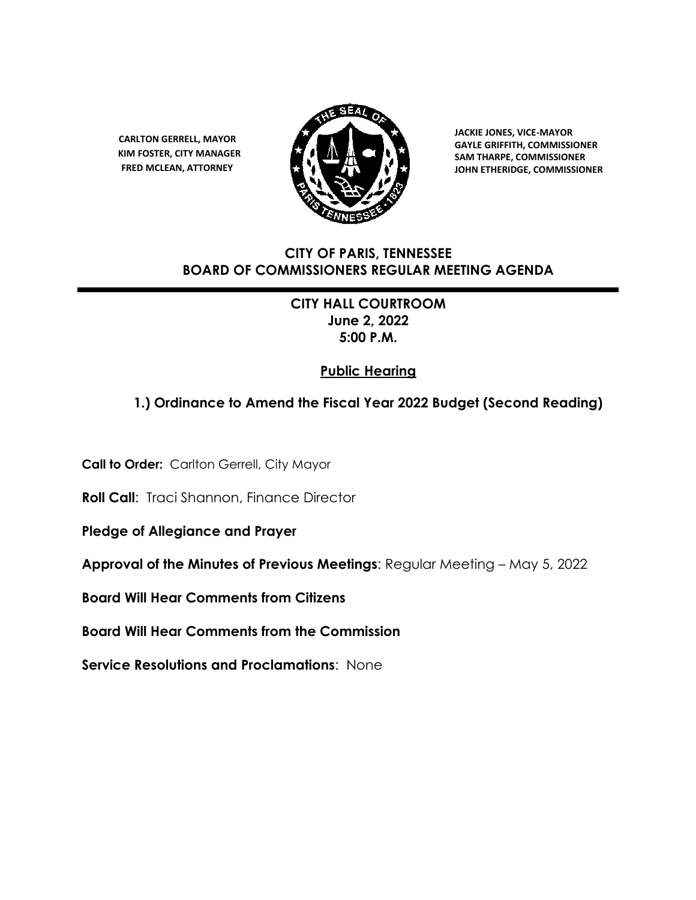CARLTON GERRELL, MAYOR
KIM FOSTER, CITY MANAGER
FRED MCLEAN, ATTORNEY

JACKIE JONES, VICE-MAYOR
GAYLE GRIFFITH, COMMISSIONER
SAM THARPE, COMMISSIONER
JOHN ETHERIDGE, COMMISSIONER

# CITY OF PARIS, TENNESSEE
# BOARD OF COMMISSIONERS REGULAR MEETING AGENDA

**CITY HALL COURTROOM**
**June 2, 2022**
**5:00 P.M.**

## Public Hearing

### 1.) Ordinance to Amend the Fiscal Year 2022 Budget (Second Reading)

**Call to Order:** Carlton Gerrell, City Mayor

**Roll Call**: Traci Shannon, Finance Director

**Pledge of Allegiance and Prayer**

**Approval of the Minutes of Previous Meetings**: Regular Meeting – May 5, 2022

**Board Will Hear Comments from Citizens**

**Board Will Hear Comments from the Commission**

**Service Resolutions and Proclamations**: None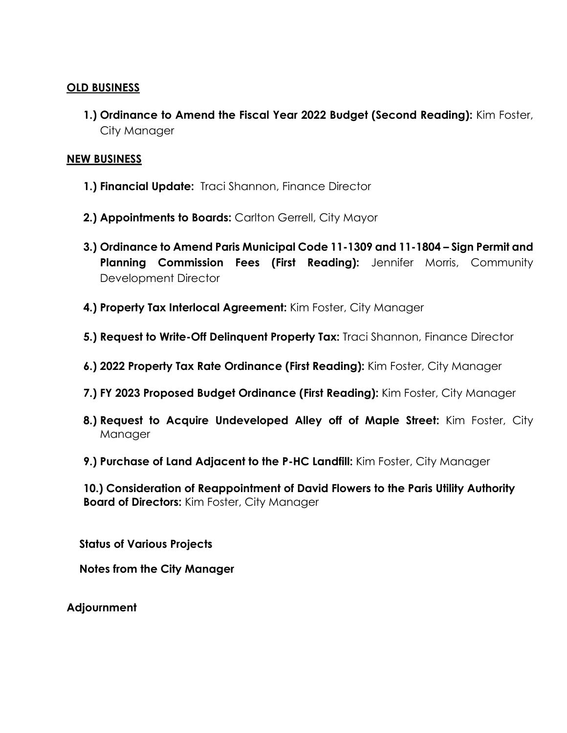**OLD BUSINESS**

1.) **Ordinance to Amend the Fiscal Year 2022 Budget (Second Reading):** Kim Foster, City Manager

**NEW BUSINESS**

1.) **Financial Update:** Traci Shannon, Finance Director

2.) **Appointments to Boards:** Carlton Gerrell, City Mayor

3.) **Ordinance to Amend Paris Municipal Code 11-1309 and 11-1804 – Sign Permit and Planning Commission Fees (First Reading):** Jennifer Morris, Community Development Director

4.) **Property Tax Interlocal Agreement:** Kim Foster, City Manager

5.) **Request to Write-Off Delinquent Property Tax:** Traci Shannon, Finance Director

6.) **2022 Property Tax Rate Ordinance (First Reading):** Kim Foster, City Manager

7.) **FY 2023 Proposed Budget Ordinance (First Reading):** Kim Foster, City Manager

8.) **Request to Acquire Undeveloped Alley off of Maple Street:** Kim Foster, City Manager

9.) **Purchase of Land Adjacent to the P-HC Landfill:** Kim Foster, City Manager

10.) **Consideration of Reappointment of David Flowers to the Paris Utility Authority Board of Directors:** Kim Foster, City Manager

**Status of Various Projects**

**Notes from the City Manager**

**Adjournment**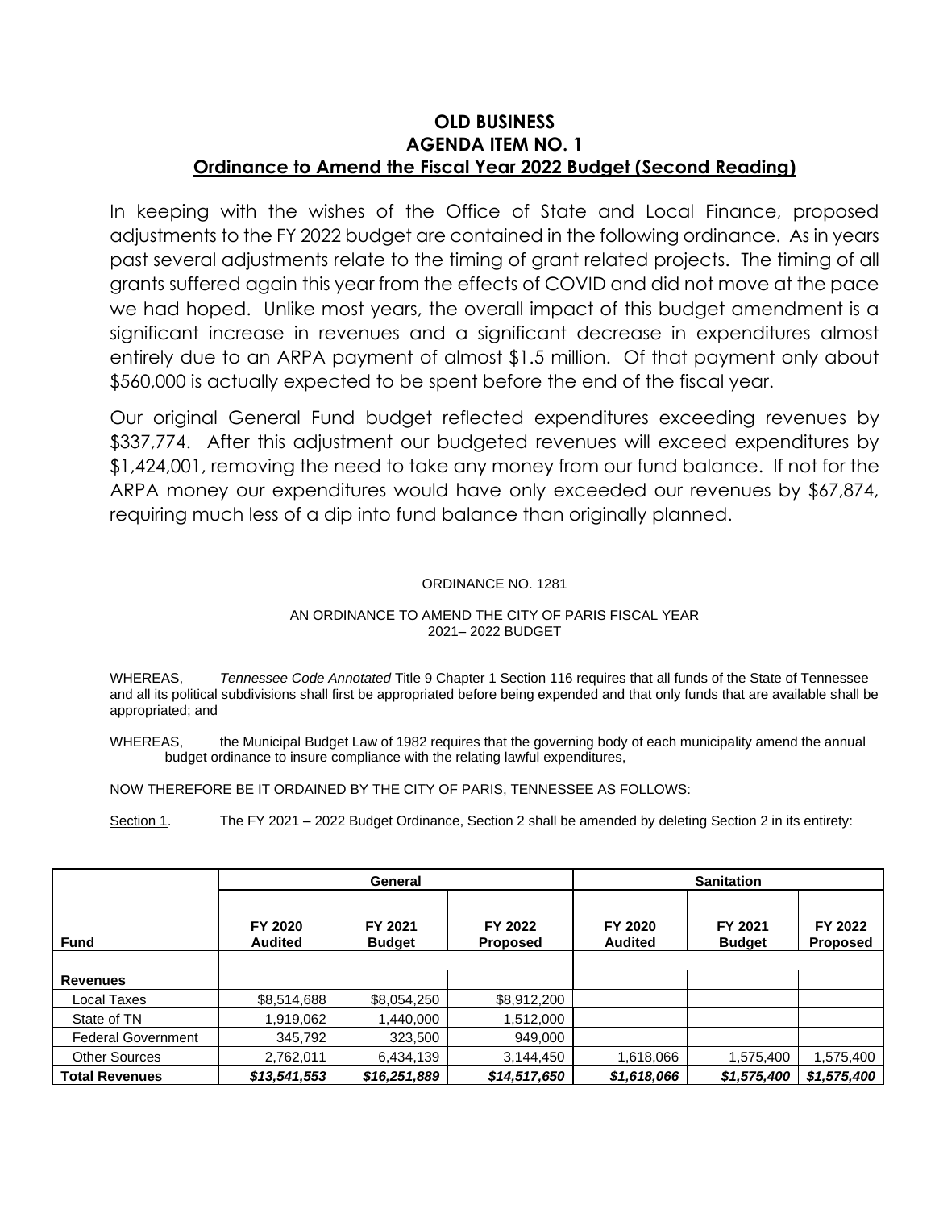## OLD BUSINESS
## AGENDA ITEM NO. 1
## Ordinance to Amend the Fiscal Year 2022 Budget (Second Reading)

In keeping with the wishes of the Office of State and Local Finance, proposed adjustments to the FY 2022 budget are contained in the following ordinance. As in years past several adjustments relate to the timing of grant related projects. The timing of all grants suffered again this year from the effects of COVID and did not move at the pace we had hoped. Unlike most years, the overall impact of this budget amendment is a significant increase in revenues and a significant decrease in expenditures almost entirely due to an ARPA payment of almost $1.5 million. Of that payment only about $560,000 is actually expected to be spent before the end of the fiscal year.

Our original General Fund budget reflected expenditures exceeding revenues by $337,774. After this adjustment our budgeted revenues will exceed expenditures by $1,424,001, removing the need to take any money from our fund balance. If not for the ARPA money our expenditures would have only exceeded our revenues by $67,874, requiring much less of a dip into fund balance than originally planned.

ORDINANCE NO. 1281

AN ORDINANCE TO AMEND THE CITY OF PARIS FISCAL YEAR 2021– 2022 BUDGET

WHEREAS, *Tennessee Code Annotated* Title 9 Chapter 1 Section 116 requires that all funds of the State of Tennessee and all its political subdivisions shall first be appropriated before being expended and that only funds that are available shall be appropriated; and

WHEREAS, the Municipal Budget Law of 1982 requires that the governing body of each municipality amend the annual budget ordinance to insure compliance with the relating lawful expenditures,

NOW THEREFORE BE IT ORDAINED BY THE CITY OF PARIS, TENNESSEE AS FOLLOWS:

Section 1. The FY 2021 – 2022 Budget Ordinance, Section 2 shall be amended by deleting Section 2 in its entirety:

| | General | | | Sanitation | | |
|---|---|---|---|---|---|---|
| **Fund** | **FY 2020 Audited** | **FY 2021 Budget** | **FY 2022 Proposed** | **FY 2020 Audited** | **FY 2021 Budget** | **FY 2022 Proposed** |
| | | | | | | |
| **Revenues** | | | | | | |
| Local Taxes | $8,514,688 | $8,054,250 | $8,912,200 | | | |
| State of TN | 1,919,062 | 1,440,000 | 1,512,000 | | | |
| Federal Government | 345,792 | 323,500 | 949,000 | | | |
| Other Sources | 2,762,011 | 6,434,139 | 3,144,450 | 1,618,066 | 1,575,400 | 1,575,400 |
| **Total Revenues** | ***$13,541,553*** | ***$16,251,889*** | ***$14,517,650*** | ***$1,618,066*** | ***$1,575,400*** | ***$1,575,400*** |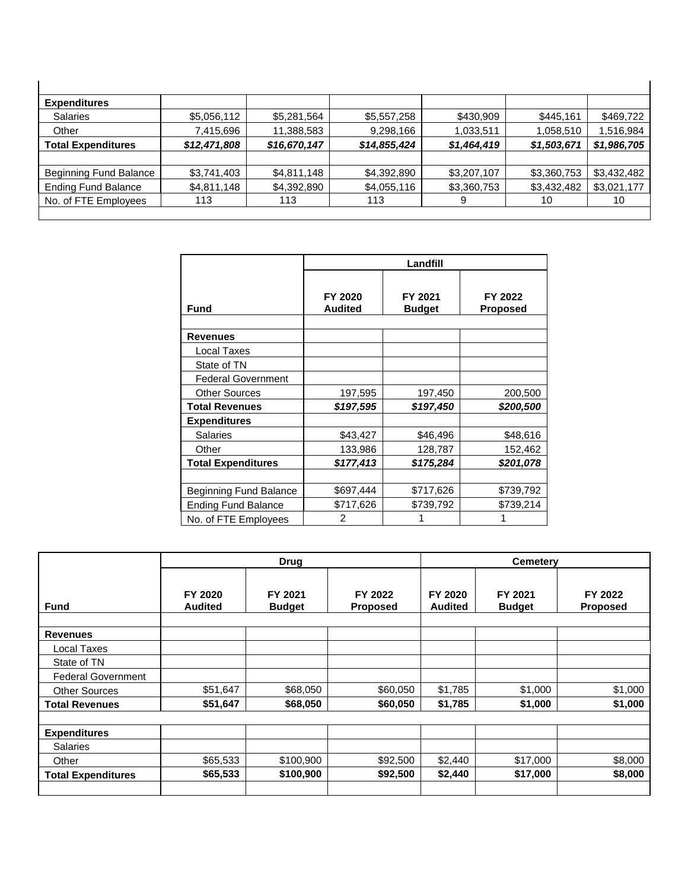| | | | | | | |
|---|---|---|---|---|---|---|
| **Expenditures** | | | | | | |
| Salaries | $5,056,112 | $5,281,564 | $5,557,258 | $430,909 | $445,161 | $469,722 |
| Other | 7,415,696 | 11,388,583 | 9,298,166 | 1,033,511 | 1,058,510 | 1,516,984 |
| **Total Expenditures** | ***$12,471,808*** | ***$16,670,147*** | ***$14,855,424*** | ***$1,464,419*** | ***$1,503,671*** | ***$1,986,705*** |
| | | | | | | |
| Beginning Fund Balance | $3,741,403 | $4,811,148 | $4,392,890 | $3,207,107 | $3,360,753 | $3,432,482 |
| Ending Fund Balance | $4,811,148 | $4,392,890 | $4,055,116 | $3,360,753 | $3,432,482 | $3,021,177 |
| No. of FTE Employees | 113 | 113 | 113 | 9 | 10 | 10 |

| | **Landfill** | | |
|---|---|---|---|
| **Fund** | **FY 2020 Audited** | **FY 2021 Budget** | **FY 2022 Proposed** |
| | | | |
| **Revenues** | | | |
| Local Taxes | | | |
| State of TN | | | |
| Federal Government | | | |
| Other Sources | 197,595 | 197,450 | 200,500 |
| **Total Revenues** | ***$197,595*** | ***$197,450*** | ***$200,500*** |
| **Expenditures** | | | |
| Salaries | $43,427 | $46,496 | $48,616 |
| Other | 133,986 | 128,787 | 152,462 |
| **Total Expenditures** | ***$177,413*** | ***$175,284*** | ***$201,078*** |
| | | | |
| Beginning Fund Balance | $697,444 | $717,626 | $739,792 |
| Ending Fund Balance | $717,626 | $739,792 | $739,214 |
| No. of FTE Employees | 2 | 1 | 1 |

| | **Drug** | | | **Cemetery** | | |
|---|---|---|---|---|---|---|
| **Fund** | **FY 2020 Audited** | **FY 2021 Budget** | **FY 2022 Proposed** | **FY 2020 Audited** | **FY 2021 Budget** | **FY 2022 Proposed** |
| | | | | | | |
| **Revenues** | | | | | | |
| Local Taxes | | | | | | |
| State of TN | | | | | | |
| Federal Government | | | | | | |
| Other Sources | $51,647 | $68,050 | $60,050 | $1,785 | $1,000 | $1,000 |
| **Total Revenues** | **$51,647** | **$68,050** | **$60,050** | **$1,785** | **$1,000** | **$1,000** |
| | | | | | | |
| **Expenditures** | | | | | | |
| Salaries | | | | | | |
| Other | $65,533 | $100,900 | $92,500 | $2,440 | $17,000 | $8,000 |
| **Total Expenditures** | **$65,533** | **$100,900** | **$92,500** | **$2,440** | **$17,000** | **$8,000** |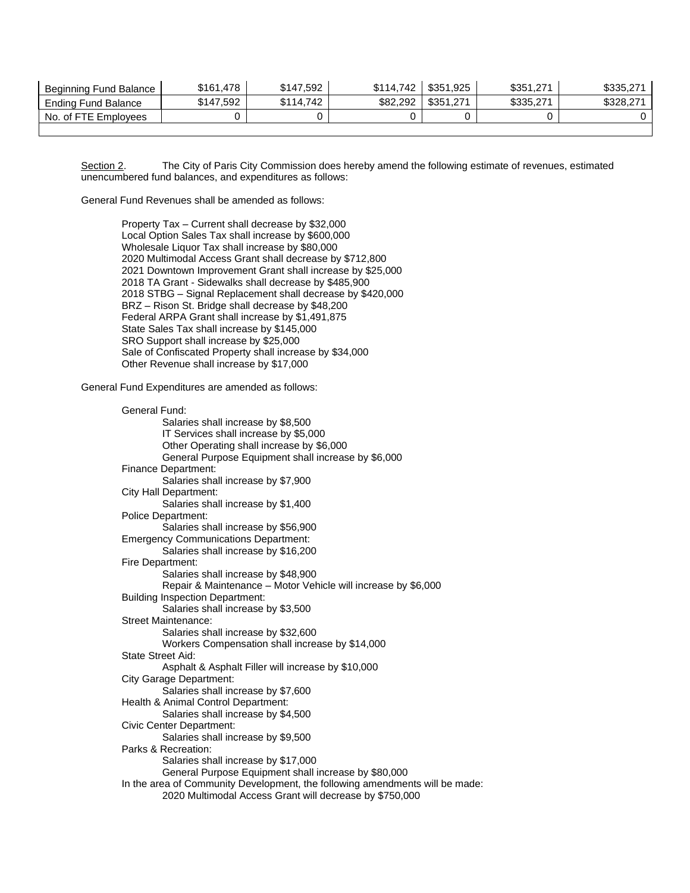| Beginning Fund Balance | $161,478 | $147,592 | $114,742 | $351,925 | $351,271 | $335,271 |
|---|---|---|---|---|---|---|
| Ending Fund Balance | $147,592 | $114,742 | $82,292 | $351,271 | $335,271 | $328,271 |
| No. of FTE Employees | 0 | 0 | 0 | 0 | 0 | 0 |

Section 2. The City of Paris City Commission does hereby amend the following estimate of revenues, estimated unencumbered fund balances, and expenditures as follows:

General Fund Revenues shall be amended as follows:

Property Tax – Current shall decrease by $32,000
Local Option Sales Tax shall increase by $600,000
Wholesale Liquor Tax shall increase by $80,000
2020 Multimodal Access Grant shall decrease by $712,800
2021 Downtown Improvement Grant shall increase by $25,000
2018 TA Grant - Sidewalks shall decrease by $485,900
2018 STBG – Signal Replacement shall decrease by $420,000
BRZ – Rison St. Bridge shall decrease by $48,200
Federal ARPA Grant shall increase by $1,491,875
State Sales Tax shall increase by $145,000
SRO Support shall increase by $25,000
Sale of Confiscated Property shall increase by $34,000
Other Revenue shall increase by $17,000

General Fund Expenditures are amended as follows:

General Fund:
- Salaries shall increase by $8,500
- IT Services shall increase by $5,000
- Other Operating shall increase by $6,000
- General Purpose Equipment shall increase by $6,000

Finance Department:
- Salaries shall increase by $7,900

City Hall Department:
- Salaries shall increase by $1,400

Police Department:
- Salaries shall increase by $56,900

Emergency Communications Department:
- Salaries shall increase by $16,200

Fire Department:
- Salaries shall increase by $48,900
- Repair & Maintenance – Motor Vehicle will increase by $6,000

Building Inspection Department:
- Salaries shall increase by $3,500

Street Maintenance:
- Salaries shall increase by $32,600
- Workers Compensation shall increase by $14,000

State Street Aid:
- Asphalt & Asphalt Filler will increase by $10,000

City Garage Department:
- Salaries shall increase by $7,600

Health & Animal Control Department:
- Salaries shall increase by $4,500

Civic Center Department:
- Salaries shall increase by $9,500

Parks & Recreation:
- Salaries shall increase by $17,000
- General Purpose Equipment shall increase by $80,000

In the area of Community Development, the following amendments will be made:
- 2020 Multimodal Access Grant will decrease by $750,000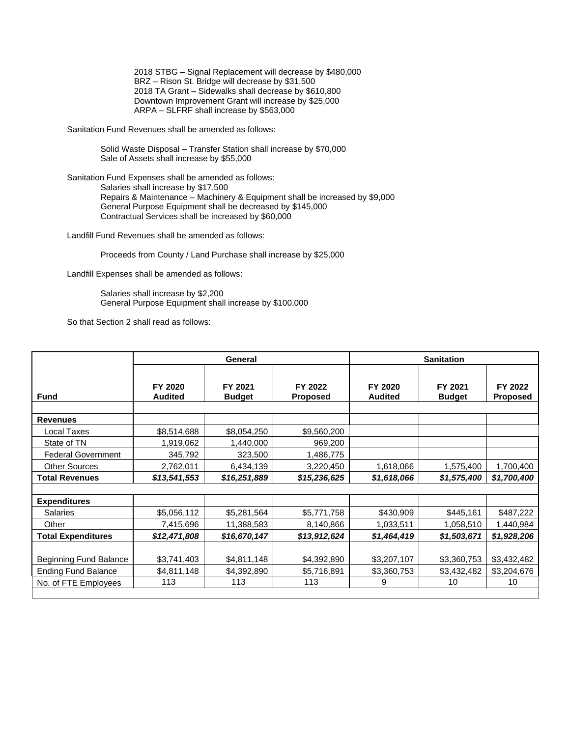2018 STBG – Signal Replacement will decrease by $480,000
BRZ – Rison St. Bridge will decrease by $31,500
2018 TA Grant – Sidewalks shall decrease by $610,800
Downtown Improvement Grant will increase by $25,000
ARPA – SLFRF shall increase by $563,000

Sanitation Fund Revenues shall be amended as follows:

Solid Waste Disposal – Transfer Station shall increase by $70,000
Sale of Assets shall increase by $55,000

Sanitation Fund Expenses shall be amended as follows:

Salaries shall increase by $17,500
Repairs & Maintenance – Machinery & Equipment shall be increased by $9,000
General Purpose Equipment shall be decreased by $145,000
Contractual Services shall be increased by $60,000

Landfill Fund Revenues shall be amended as follows:

Proceeds from County / Land Purchase shall increase by $25,000

Landfill Expenses shall be amended as follows:

Salaries shall increase by $2,200
General Purpose Equipment shall increase by $100,000

So that Section 2 shall read as follows:

| | General | | | Sanitation | | |
|---|---|---|---|---|---|---|
| **Fund** | **FY 2020 Audited** | **FY 2021 Budget** | **FY 2022 Proposed** | **FY 2020 Audited** | **FY 2021 Budget** | **FY 2022 Proposed** |
| | | | | | | |
| **Revenues** | | | | | | |
| Local Taxes | $8,514,688 | $8,054,250 | $9,560,200 | | | |
| State of TN | 1,919,062 | 1,440,000 | 969,200 | | | |
| Federal Government | 345,792 | 323,500 | 1,486,775 | | | |
| Other Sources | 2,762,011 | 6,434,139 | 3,220,450 | 1,618,066 | 1,575,400 | 1,700,400 |
| **Total Revenues** | ***$13,541,553*** | ***$16,251,889*** | ***$15,236,625*** | ***$1,618,066*** | ***$1,575,400*** | ***$1,700,400*** |
| | | | | | | |
| **Expenditures** | | | | | | |
| Salaries | $5,056,112 | $5,281,564 | $5,771,758 | $430,909 | $445,161 | $487,222 |
| Other | 7,415,696 | 11,388,583 | 8,140,866 | 1,033,511 | 1,058,510 | 1,440,984 |
| **Total Expenditures** | ***$12,471,808*** | ***$16,670,147*** | ***$13,912,624*** | ***$1,464,419*** | ***$1,503,671*** | ***$1,928,206*** |
| | | | | | | |
| Beginning Fund Balance | $3,741,403 | $4,811,148 | $4,392,890 | $3,207,107 | $3,360,753 | $3,432,482 |
| Ending Fund Balance | $4,811,148 | $4,392,890 | $5,716,891 | $3,360,753 | $3,432,482 | $3,204,676 |
| No. of FTE Employees | 113 | 113 | 113 | 9 | 10 | 10 |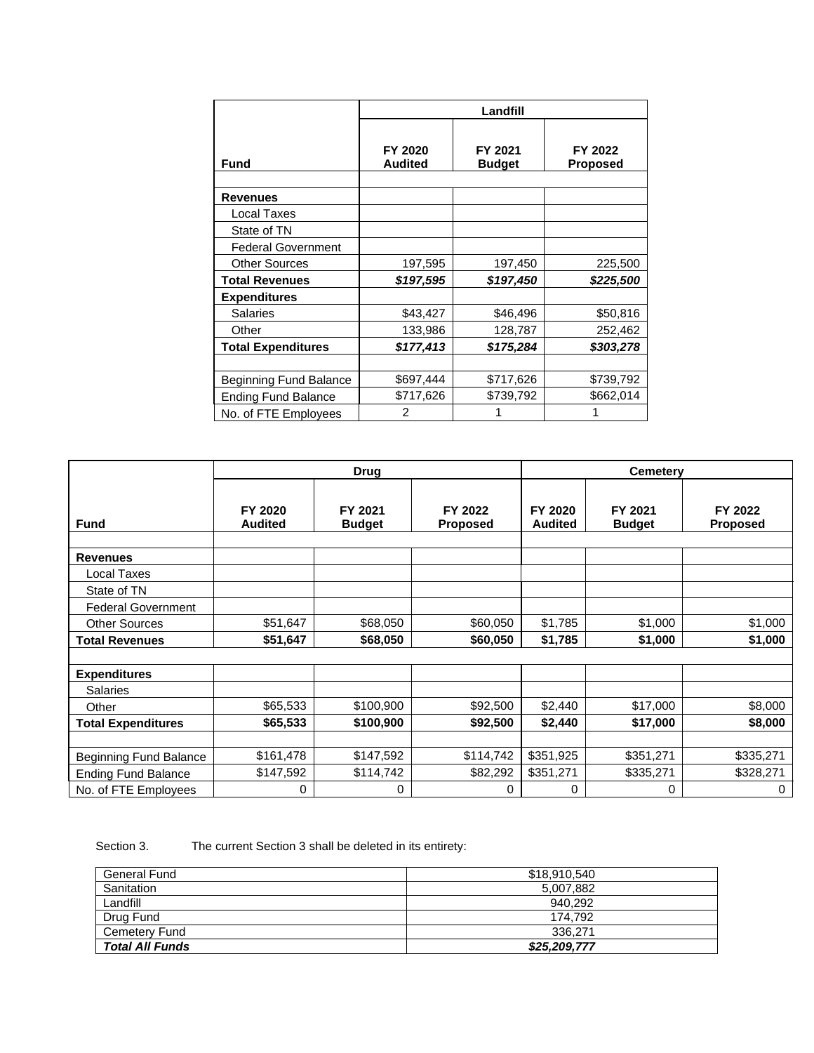| Fund | Landfill | | |
|---|---|---|---|
| | FY 2020 Audited | FY 2021 Budget | FY 2022 Proposed |
| | | | |
| **Revenues** | | | |
| Local Taxes | | | |
| State of TN | | | |
| Federal Government | | | |
| Other Sources | 197,595 | 197,450 | 225,500 |
| **Total Revenues** | ***$197,595*** | ***$197,450*** | ***$225,500*** |
| **Expenditures** | | | |
| Salaries | $43,427 | $46,496 | $50,816 |
| Other | 133,986 | 128,787 | 252,462 |
| **Total Expenditures** | ***$177,413*** | ***$175,284*** | ***$303,278*** |
| | | | |
| Beginning Fund Balance | $697,444 | $717,626 | $739,792 |
| Ending Fund Balance | $717,626 | $739,792 | $662,014 |
| No. of FTE Employees | 2 | 1 | 1 |

| Fund | Drug | | | Cemetery | | |
|---|---|---|---|---|---|---|
| | FY 2020 Audited | FY 2021 Budget | FY 2022 Proposed | FY 2020 Audited | FY 2021 Budget | FY 2022 Proposed |
| | | | | | | |
| **Revenues** | | | | | | |
| Local Taxes | | | | | | |
| State of TN | | | | | | |
| Federal Government | | | | | | |
| Other Sources | $51,647 | $68,050 | $60,050 | $1,785 | $1,000 | $1,000 |
| **Total Revenues** | **$51,647** | **$68,050** | **$60,050** | **$1,785** | **$1,000** | **$1,000** |
| | | | | | | |
| **Expenditures** | | | | | | |
| Salaries | | | | | | |
| Other | $65,533 | $100,900 | $92,500 | $2,440 | $17,000 | $8,000 |
| **Total Expenditures** | **$65,533** | **$100,900** | **$92,500** | **$2,440** | **$17,000** | **$8,000** |
| | | | | | | |
| Beginning Fund Balance | $161,478 | $147,592 | $114,742 | $351,925 | $351,271 | $335,271 |
| Ending Fund Balance | $147,592 | $114,742 | $82,292 | $351,271 | $335,271 | $328,271 |
| No. of FTE Employees | 0 | 0 | 0 | 0 | 0 | 0 |

Section 3. The current Section 3 shall be deleted in its entirety:

| Fund | Amount |
|---|---|
| General Fund | $18,910,540 |
| Sanitation | 5,007,882 |
| Landfill | 940,292 |
| Drug Fund | 174,792 |
| Cemetery Fund | 336,271 |
| ***Total All Funds*** | ***$25,209,777*** |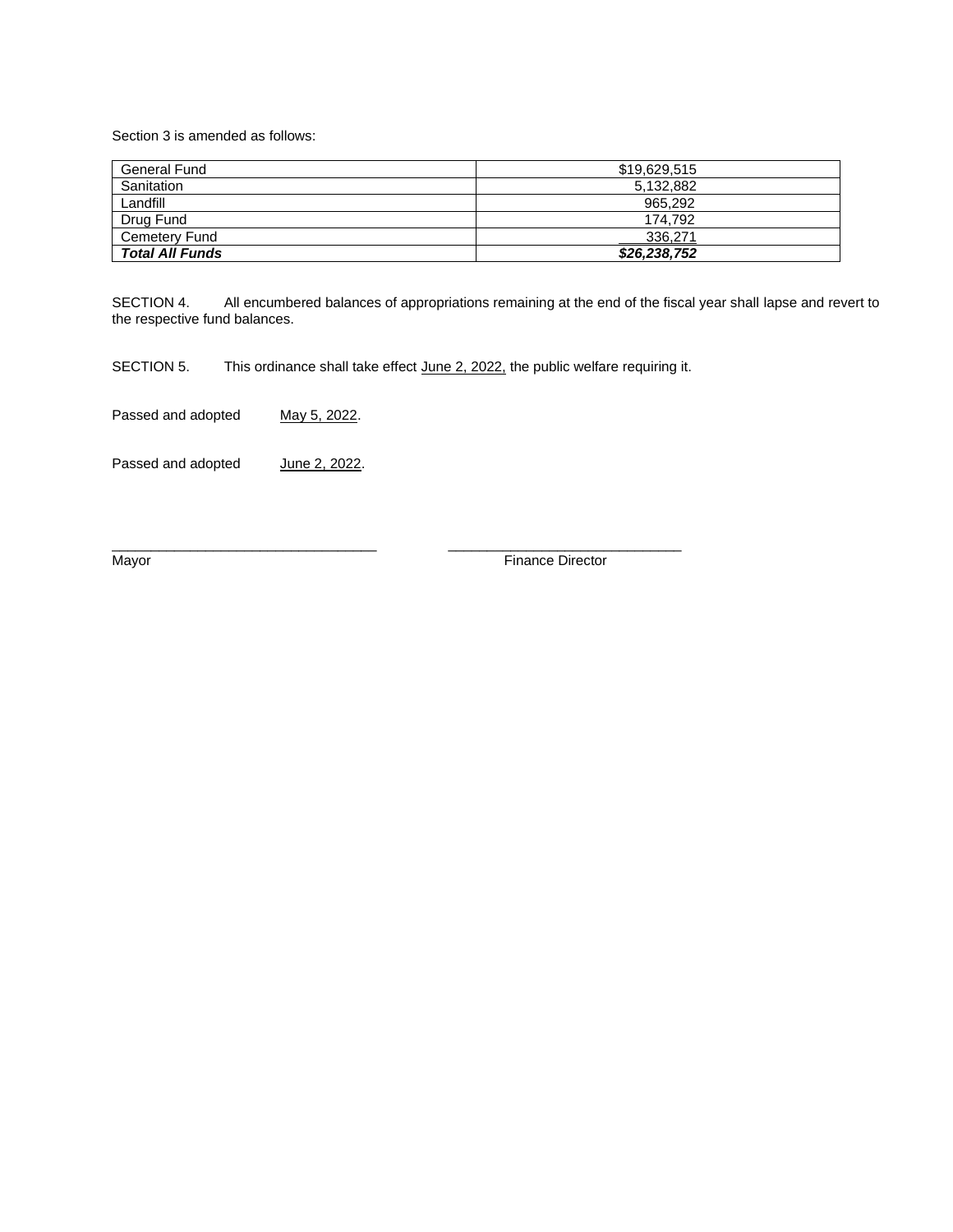Section 3 is amended as follows:

| General Fund | $19,629,515 |
|---|---|
| Sanitation | 5,132,882 |
| Landfill | 965,292 |
| Drug Fund | 174,792 |
| Cemetery Fund | 336,271 |
| ***Total All Funds*** | ***$26,238,752*** |

SECTION 4. All encumbered balances of appropriations remaining at the end of the fiscal year shall lapse and revert to the respective fund balances.

SECTION 5. This ordinance shall take effect June 2, 2022, the public welfare requiring it.

Passed and adopted May 5, 2022.

Passed and adopted June 2, 2022.

\_\_\_\_\_\_\_\_\_\_\_\_\_\_\_\_\_\_\_\_\_\_\_\_\_\_\_\_\_\_\_\_\_\_ \_\_\_\_\_\_\_\_\_\_\_\_\_\_\_\_\_\_\_\_\_\_\_\_\_\_\_\_\_\_

Mayor Finance Director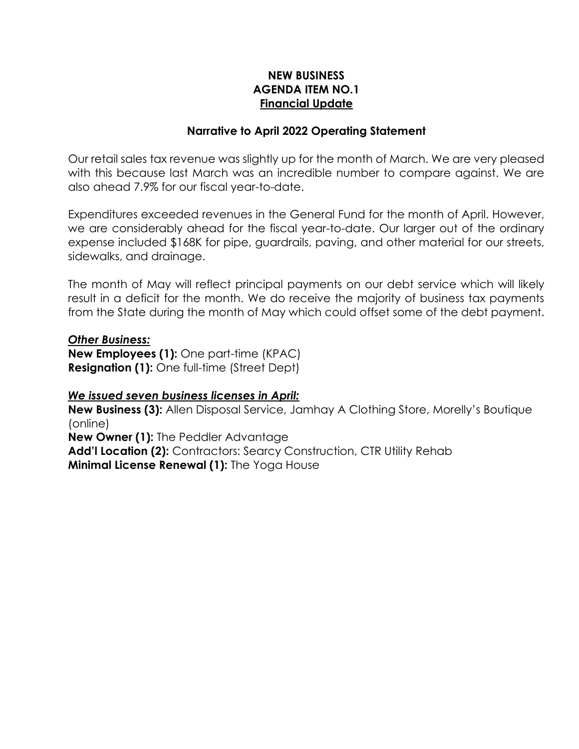**NEW BUSINESS**
**AGENDA ITEM NO.1**
**Financial Update**

**Narrative to April 2022 Operating Statement**

Our retail sales tax revenue was slightly up for the month of March. We are very pleased with this because last March was an incredible number to compare against. We are also ahead 7.9% for our fiscal year-to-date.

Expenditures exceeded revenues in the General Fund for the month of April. However, we are considerably ahead for the fiscal year-to-date. Our larger out of the ordinary expense included $168K for pipe, guardrails, paving, and other material for our streets, sidewalks, and drainage.

The month of May will reflect principal payments on our debt service which will likely result in a deficit for the month. We do receive the majority of business tax payments from the State during the month of May which could offset some of the debt payment.

***Other Business:***

**New Employees (1):** One part-time (KPAC)
**Resignation (1):** One full-time (Street Dept)

***We issued seven business licenses in April:***

**New Business (3):** Allen Disposal Service, Jamhay A Clothing Store, Morelly's Boutique (online)
**New Owner (1):** The Peddler Advantage
**Add'l Location (2):** Contractors: Searcy Construction, CTR Utility Rehab
**Minimal License Renewal (1):** The Yoga House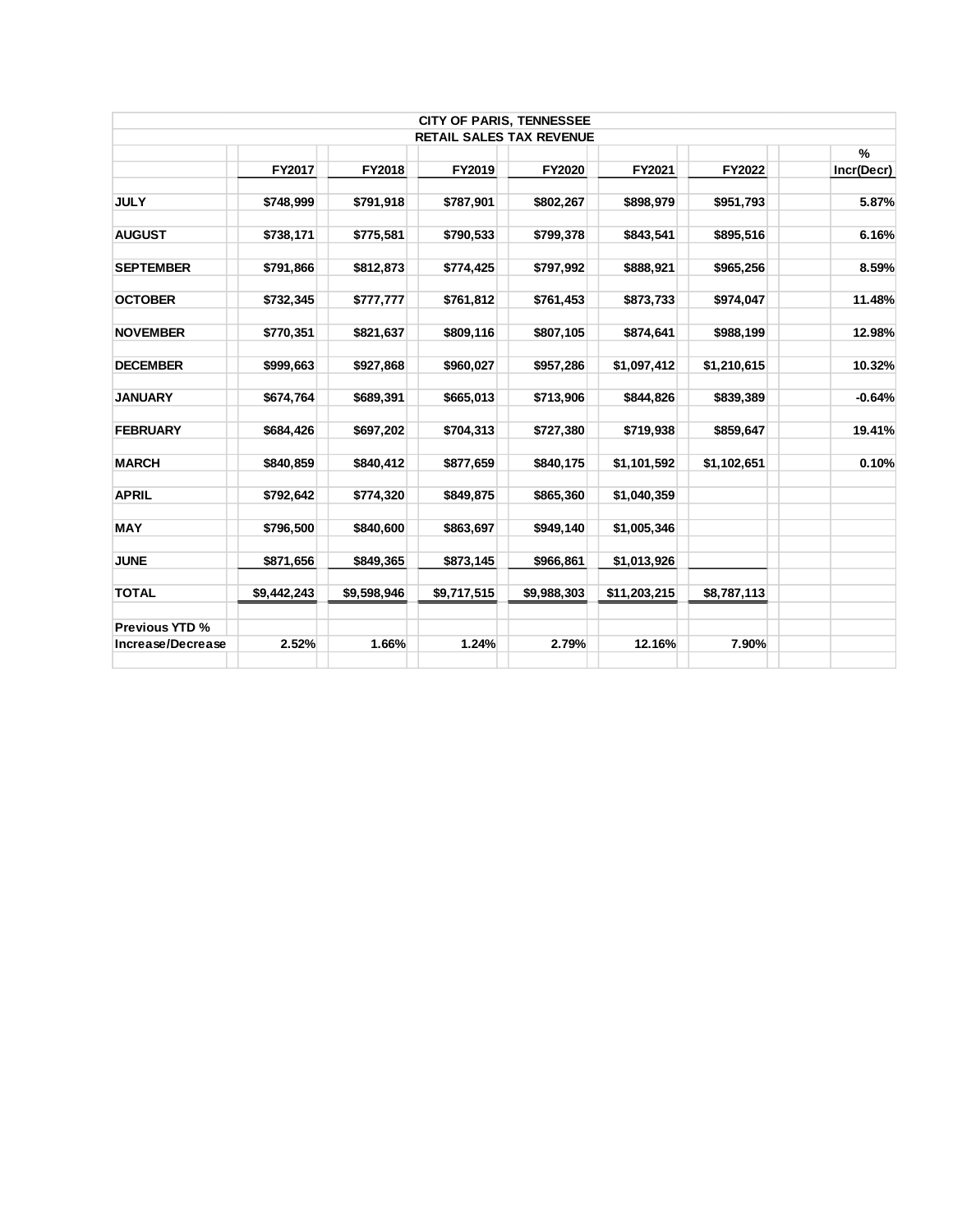| CITY OF PARIS, TENNESSEE | | | | | | | |
|---|---|---|---|---|---|---|---|
| RETAIL SALES TAX REVENUE | | | | | | | |
| | FY2017 | FY2018 | FY2019 | FY2020 | FY2021 | FY2022 | % Incr(Decr) |
| JULY | $748,999 | $791,918 | $787,901 | $802,267 | $898,979 | $951,793 | 5.87% |
| AUGUST | $738,171 | $775,581 | $790,533 | $799,378 | $843,541 | $895,516 | 6.16% |
| SEPTEMBER | $791,866 | $812,873 | $774,425 | $797,992 | $888,921 | $965,256 | 8.59% |
| OCTOBER | $732,345 | $777,777 | $761,812 | $761,453 | $873,733 | $974,047 | 11.48% |
| NOVEMBER | $770,351 | $821,637 | $809,116 | $807,105 | $874,641 | $988,199 | 12.98% |
| DECEMBER | $999,663 | $927,868 | $960,027 | $957,286 | $1,097,412 | $1,210,615 | 10.32% |
| JANUARY | $674,764 | $689,391 | $665,013 | $713,906 | $844,826 | $839,389 | -0.64% |
| FEBRUARY | $684,426 | $697,202 | $704,313 | $727,380 | $719,938 | $859,647 | 19.41% |
| MARCH | $840,859 | $840,412 | $877,659 | $840,175 | $1,101,592 | $1,102,651 | 0.10% |
| APRIL | $792,642 | $774,320 | $849,875 | $865,360 | $1,040,359 | | |
| MAY | $796,500 | $840,600 | $863,697 | $949,140 | $1,005,346 | | |
| JUNE | $871,656 | $849,365 | $873,145 | $966,861 | $1,013,926 | | |
| TOTAL | $9,442,243 | $9,598,946 | $9,717,515 | $9,988,303 | $11,203,215 | $8,787,113 | |
| Previous YTD % Increase/Decrease | 2.52% | 1.66% | 1.24% | 2.79% | 12.16% | 7.90% | |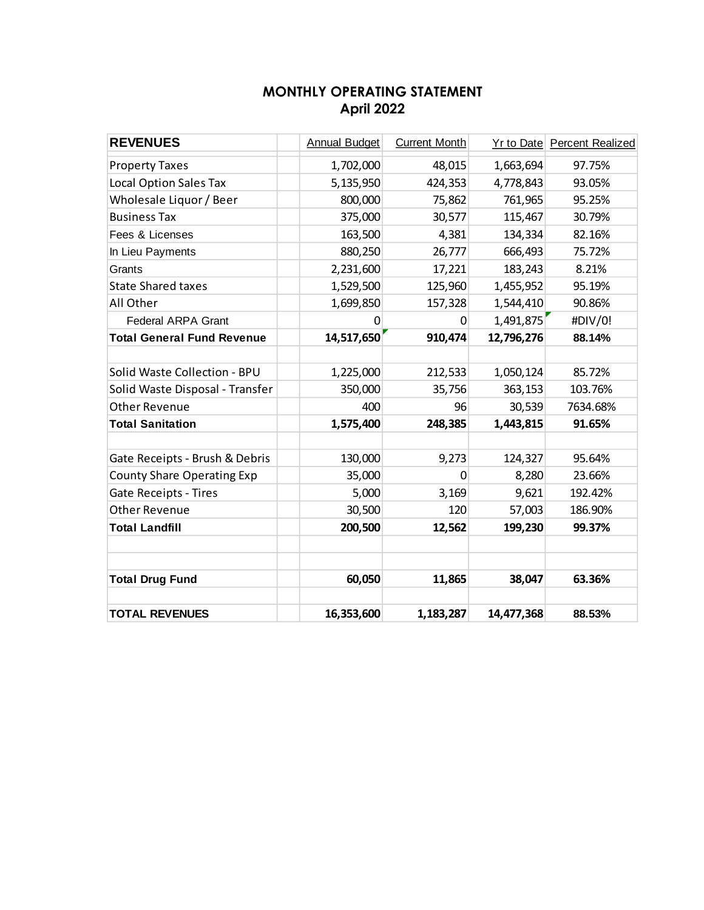# MONTHLY OPERATING STATEMENT
## April 2022

| REVENUES | Annual Budget | Current Month | Yr to Date | Percent Realized |
|---|---|---|---|---|
| Property Taxes | 1,702,000 | 48,015 | 1,663,694 | 97.75% |
| Local Option Sales Tax | 5,135,950 | 424,353 | 4,778,843 | 93.05% |
| Wholesale Liquor / Beer | 800,000 | 75,862 | 761,965 | 95.25% |
| Business Tax | 375,000 | 30,577 | 115,467 | 30.79% |
| Fees & Licenses | 163,500 | 4,381 | 134,334 | 82.16% |
| In Lieu Payments | 880,250 | 26,777 | 666,493 | 75.72% |
| Grants | 2,231,600 | 17,221 | 183,243 | 8.21% |
| State Shared taxes | 1,529,500 | 125,960 | 1,455,952 | 95.19% |
| All Other | 1,699,850 | 157,328 | 1,544,410 | 90.86% |
| Federal ARPA Grant | 0 | 0 | 1,491,875 | #DIV/0! |
| **Total General Fund Revenue** | **14,517,650** | **910,474** | **12,796,276** | **88.14%** |
| | | | | |
| Solid Waste Collection - BPU | 1,225,000 | 212,533 | 1,050,124 | 85.72% |
| Solid Waste Disposal - Transfer | 350,000 | 35,756 | 363,153 | 103.76% |
| Other Revenue | 400 | 96 | 30,539 | 7634.68% |
| **Total Sanitation** | **1,575,400** | **248,385** | **1,443,815** | **91.65%** |
| | | | | |
| Gate Receipts - Brush & Debris | 130,000 | 9,273 | 124,327 | 95.64% |
| County Share Operating Exp | 35,000 | 0 | 8,280 | 23.66% |
| Gate Receipts - Tires | 5,000 | 3,169 | 9,621 | 192.42% |
| Other Revenue | 30,500 | 120 | 57,003 | 186.90% |
| **Total Landfill** | **200,500** | **12,562** | **199,230** | **99.37%** |
| | | | | |
| | | | | |
| **Total Drug Fund** | **60,050** | **11,865** | **38,047** | **63.36%** |
| | | | | |
| **TOTAL REVENUES** | **16,353,600** | **1,183,287** | **14,477,368** | **88.53%** |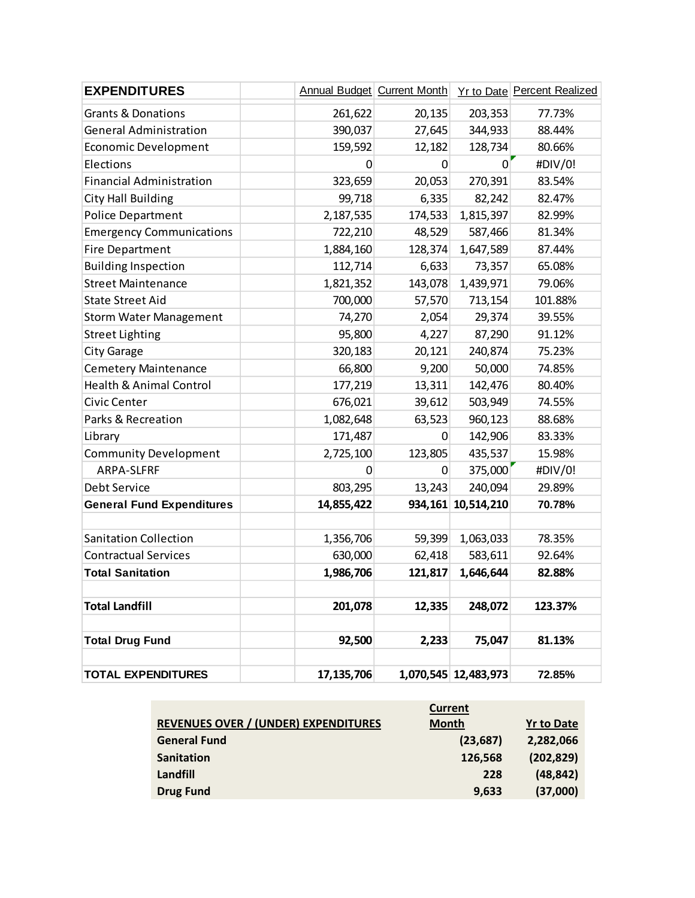| EXPENDITURES | | Annual Budget | Current Month | Yr to Date | Percent Realized |
|---|---|---|---|---|---|
| Grants & Donations | | 261,622 | 20,135 | 203,353 | 77.73% |
| General Administration | | 390,037 | 27,645 | 344,933 | 88.44% |
| Economic Development | | 159,592 | 12,182 | 128,734 | 80.66% |
| Elections | | 0 | 0 | 0 | #DIV/0! |
| Financial Administration | | 323,659 | 20,053 | 270,391 | 83.54% |
| City Hall Building | | 99,718 | 6,335 | 82,242 | 82.47% |
| Police Department | | 2,187,535 | 174,533 | 1,815,397 | 82.99% |
| Emergency Communications | | 722,210 | 48,529 | 587,466 | 81.34% |
| Fire Department | | 1,884,160 | 128,374 | 1,647,589 | 87.44% |
| Building Inspection | | 112,714 | 6,633 | 73,357 | 65.08% |
| Street Maintenance | | 1,821,352 | 143,078 | 1,439,971 | 79.06% |
| State Street Aid | | 700,000 | 57,570 | 713,154 | 101.88% |
| Storm Water Management | | 74,270 | 2,054 | 29,374 | 39.55% |
| Street Lighting | | 95,800 | 4,227 | 87,290 | 91.12% |
| City Garage | | 320,183 | 20,121 | 240,874 | 75.23% |
| Cemetery Maintenance | | 66,800 | 9,200 | 50,000 | 74.85% |
| Health & Animal Control | | 177,219 | 13,311 | 142,476 | 80.40% |
| Civic Center | | 676,021 | 39,612 | 503,949 | 74.55% |
| Parks & Recreation | | 1,082,648 | 63,523 | 960,123 | 88.68% |
| Library | | 171,487 | 0 | 142,906 | 83.33% |
| Community Development | | 2,725,100 | 123,805 | 435,537 | 15.98% |
| ARPA-SLFRF | | 0 | 0 | 375,000 | #DIV/0! |
| Debt Service | | 803,295 | 13,243 | 240,094 | 29.89% |
| **General Fund Expenditures** | | **14,855,422** | **934,161** | **10,514,210** | **70.78%** |
| | | | | | |
| Sanitation Collection | | 1,356,706 | 59,399 | 1,063,033 | 78.35% |
| Contractual Services | | 630,000 | 62,418 | 583,611 | 92.64% |
| **Total Sanitation** | | **1,986,706** | **121,817** | **1,646,644** | **82.88%** |
| | | | | | |
| **Total Landfill** | | **201,078** | **12,335** | **248,072** | **123.37%** |
| | | | | | |
| **Total Drug Fund** | | **92,500** | **2,233** | **75,047** | **81.13%** |
| | | | | | |
| **TOTAL EXPENDITURES** | | **17,135,706** | **1,070,545** | **12,483,973** | **72.85%** |

| REVENUES OVER / (UNDER) EXPENDITURES | Current Month | Yr to Date |
|---|---|---|
| **General Fund** | **(23,687)** | **2,282,066** |
| **Sanitation** | **126,568** | **(202,829)** |
| **Landfill** | **228** | **(48,842)** |
| **Drug Fund** | **9,633** | **(37,000)** |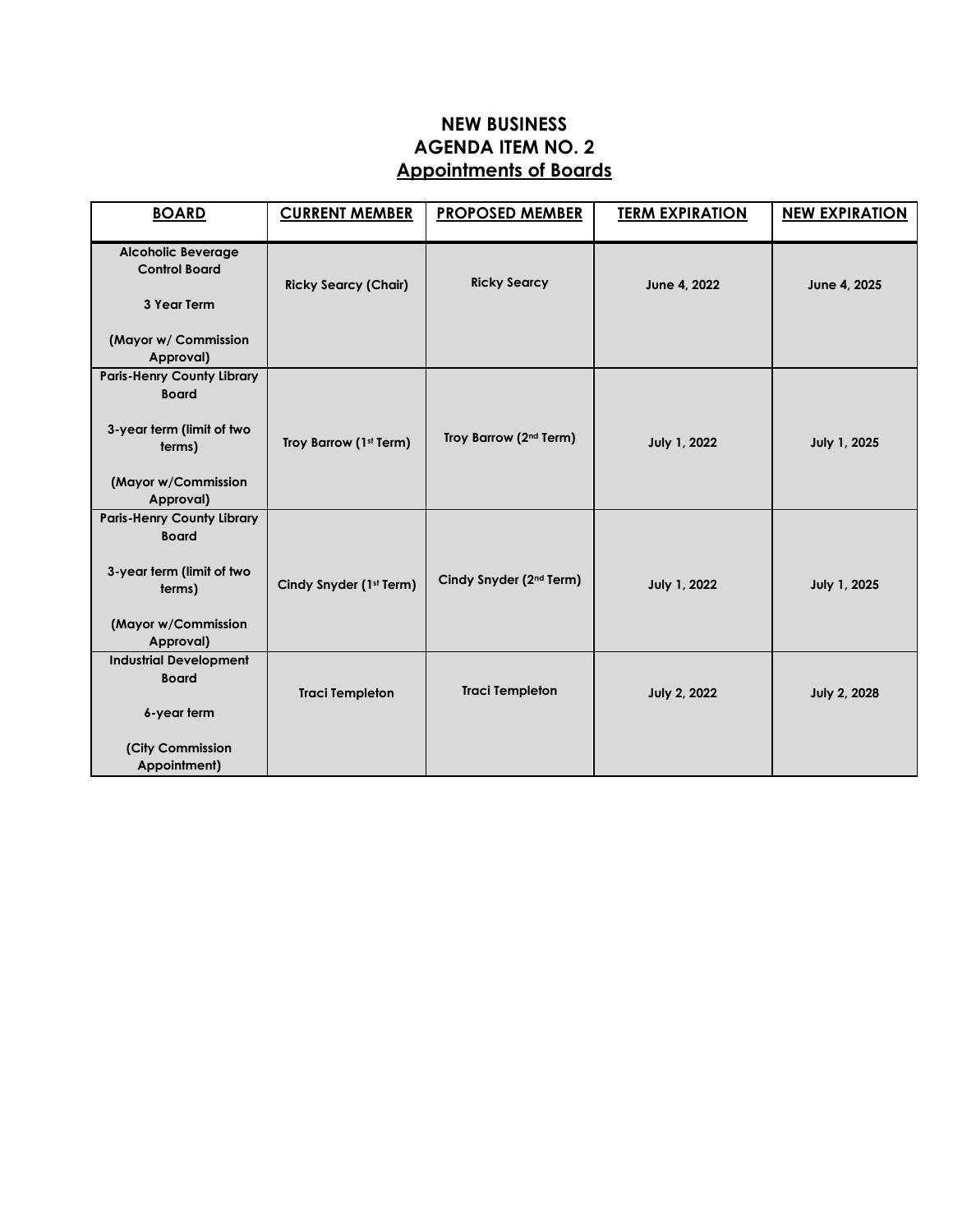**NEW BUSINESS**
**AGENDA ITEM NO. 2**
**Appointments of Boards**

| BOARD | CURRENT MEMBER | PROPOSED MEMBER | TERM EXPIRATION | NEW EXPIRATION |
|---|---|---|---|---|
| **Alcoholic Beverage Control Board**<br><br>**3 Year Term**<br><br>**(Mayor w/ Commission Approval)** | **Ricky Searcy (Chair)** | **Ricky Searcy** | **June 4, 2022** | **June 4, 2025** |
| **Paris-Henry County Library Board**<br><br>**3-year term (limit of two terms)**<br><br>**(Mayor w/Commission Approval)** | **Troy Barrow (1st Term)** | **Troy Barrow (2nd Term)** | **July 1, 2022** | **July 1, 2025** |
| **Paris-Henry County Library Board**<br><br>**3-year term (limit of two terms)**<br><br>**(Mayor w/Commission Approval)** | **Cindy Snyder (1st Term)** | **Cindy Snyder (2nd Term)** | **July 1, 2022** | **July 1, 2025** |
| **Industrial Development Board**<br><br>**6-year term**<br><br>**(City Commission Appointment)** | **Traci Templeton** | **Traci Templeton** | **July 2, 2022** | **July 2, 2028** |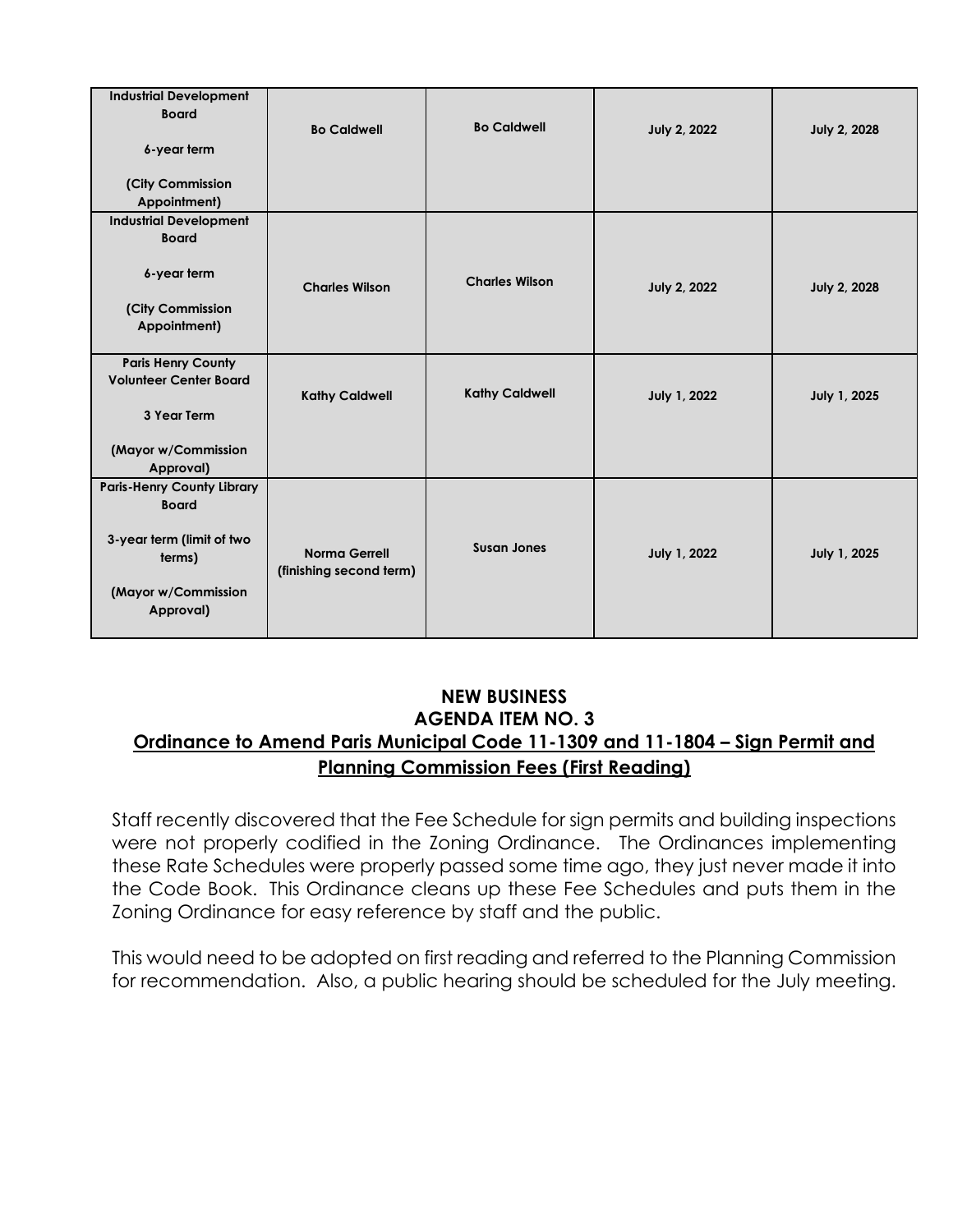| Industrial Development Board<br><br>6-year term<br><br>(City Commission Appointment) | Bo Caldwell | Bo Caldwell | July 2, 2022 | July 2, 2028 |
|---|---|---|---|---|
| Industrial Development Board<br><br>6-year term<br><br>(City Commission Appointment) | Charles Wilson | Charles Wilson | July 2, 2022 | July 2, 2028 |
| Paris Henry County Volunteer Center Board<br><br>3 Year Term<br><br>(Mayor w/Commission Approval) | Kathy Caldwell | Kathy Caldwell | July 1, 2022 | July 1, 2025 |
| Paris-Henry County Library Board<br><br>3-year term (limit of two terms)<br><br>(Mayor w/Commission Approval) | Norma Gerrell (finishing second term) | Susan Jones | July 1, 2022 | July 1, 2025 |

## NEW BUSINESS
## AGENDA ITEM NO. 3
## Ordinance to Amend Paris Municipal Code 11-1309 and 11-1804 – Sign Permit and Planning Commission Fees (First Reading)

Staff recently discovered that the Fee Schedule for sign permits and building inspections were not properly codified in the Zoning Ordinance. The Ordinances implementing these Rate Schedules were properly passed some time ago, they just never made it into the Code Book. This Ordinance cleans up these Fee Schedules and puts them in the Zoning Ordinance for easy reference by staff and the public.

This would need to be adopted on first reading and referred to the Planning Commission for recommendation. Also, a public hearing should be scheduled for the July meeting.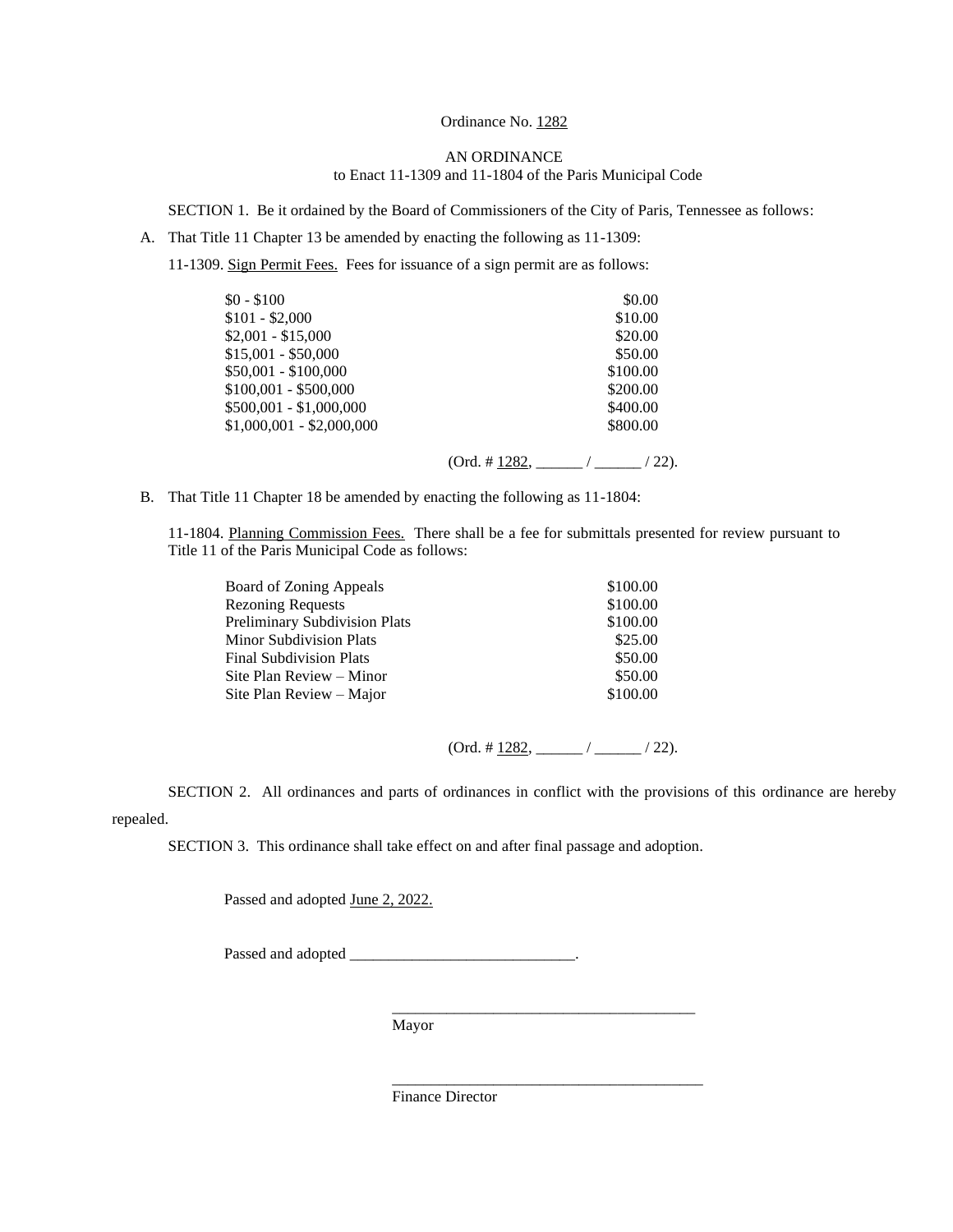Ordinance No. 1282

AN ORDINANCE
to Enact 11-1309 and 11-1804 of the Paris Municipal Code

SECTION 1. Be it ordained by the Board of Commissioners of the City of Paris, Tennessee as follows:

A. That Title 11 Chapter 13 be amended by enacting the following as 11-1309:

11-1309. Sign Permit Fees. Fees for issuance of a sign permit are as follows:

| | |
|---|---|
| $0 - $100 | $0.00 |
| $101 - $2,000 | $10.00 |
| $2,001 - $15,000 | $20.00 |
| $15,001 - $50,000 | $50.00 |
| $50,001 - $100,000 | $100.00 |
| $100,001 - $500,000 | $200.00 |
| $500,001 - $1,000,000 | $400.00 |
| $1,000,001 - $2,000,000 | $800.00 |

(Ord. # 1282, ______ / ______ / 22).

B. That Title 11 Chapter 18 be amended by enacting the following as 11-1804:

11-1804. Planning Commission Fees. There shall be a fee for submittals presented for review pursuant to Title 11 of the Paris Municipal Code as follows:

| | |
|---|---|
| Board of Zoning Appeals | $100.00 |
| Rezoning Requests | $100.00 |
| Preliminary Subdivision Plats | $100.00 |
| Minor Subdivision Plats | $25.00 |
| Final Subdivision Plats | $50.00 |
| Site Plan Review – Minor | $50.00 |
| Site Plan Review – Major | $100.00 |

(Ord. # 1282, ______ / ______ / 22).

SECTION 2. All ordinances and parts of ordinances in conflict with the provisions of this ordinance are hereby repealed.

SECTION 3. This ordinance shall take effect on and after final passage and adoption.

Passed and adopted June 2, 2022.

Passed and adopted _____________________________.

_________________________________________
Mayor

_________________________________________
Finance Director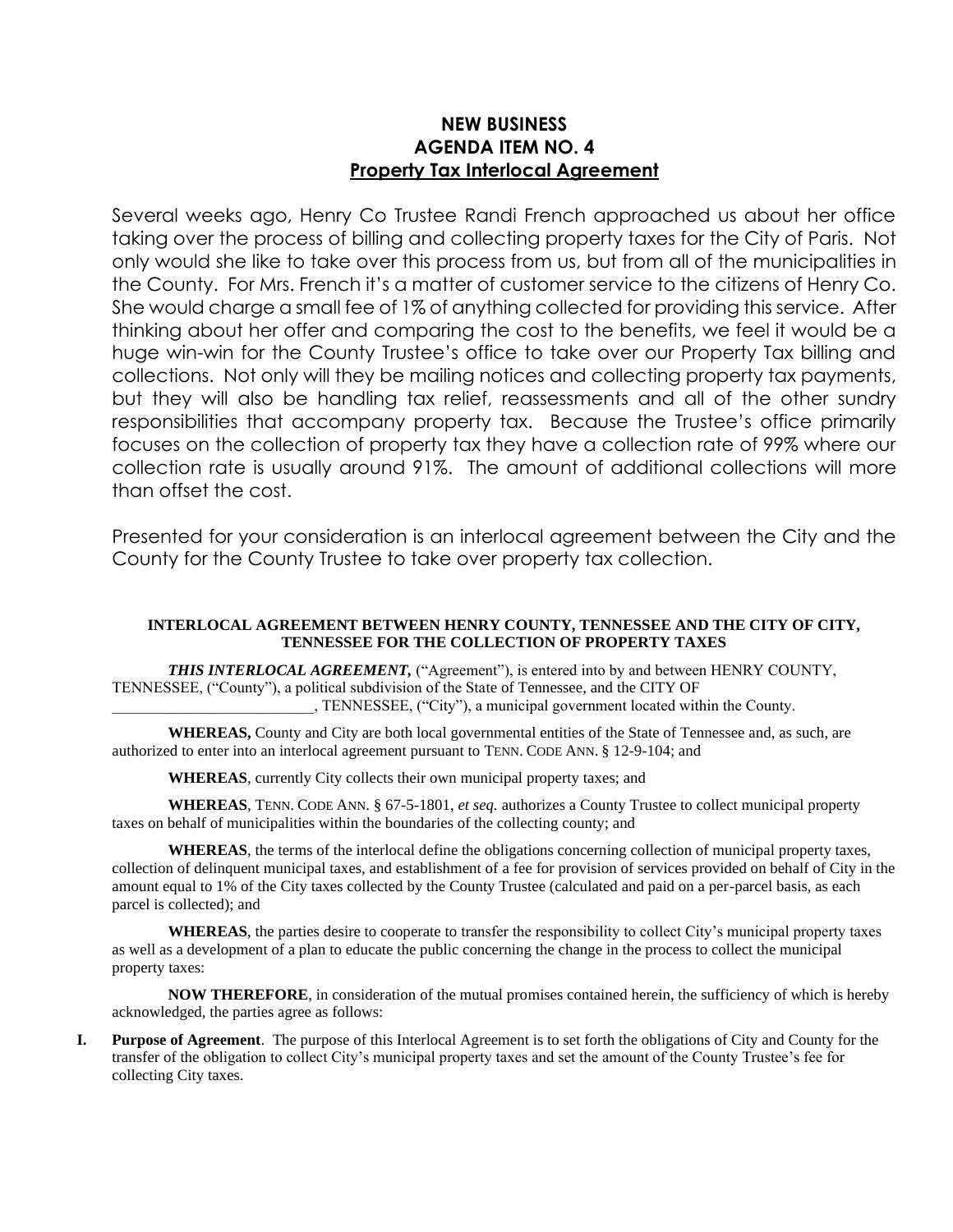## NEW BUSINESS
## AGENDA ITEM NO. 4
## Property Tax Interlocal Agreement

Several weeks ago, Henry Co Trustee Randi French approached us about her office taking over the process of billing and collecting property taxes for the City of Paris. Not only would she like to take over this process from us, but from all of the municipalities in the County. For Mrs. French it's a matter of customer service to the citizens of Henry Co. She would charge a small fee of 1% of anything collected for providing this service. After thinking about her offer and comparing the cost to the benefits, we feel it would be a huge win-win for the County Trustee's office to take over our Property Tax billing and collections. Not only will they be mailing notices and collecting property tax payments, but they will also be handling tax relief, reassessments and all of the other sundry responsibilities that accompany property tax. Because the Trustee's office primarily focuses on the collection of property tax they have a collection rate of 99% where our collection rate is usually around 91%. The amount of additional collections will more than offset the cost.

Presented for your consideration is an interlocal agreement between the City and the County for the County Trustee to take over property tax collection.

**INTERLOCAL AGREEMENT BETWEEN HENRY COUNTY, TENNESSEE AND THE CITY OF CITY, TENNESSEE FOR THE COLLECTION OF PROPERTY TAXES**

***THIS INTERLOCAL AGREEMENT,*** ("Agreement"), is entered into by and between HENRY COUNTY, TENNESSEE, ("County"), a political subdivision of the State of Tennessee, and the CITY OF __________________________, TENNESSEE, ("City"), a municipal government located within the County.

**WHEREAS,** County and City are both local governmental entities of the State of Tennessee and, as such, are authorized to enter into an interlocal agreement pursuant to TENN. CODE ANN. § 12-9-104; and

**WHEREAS**, currently City collects their own municipal property taxes; and

**WHEREAS**, TENN. CODE ANN. § 67-5-1801, *et seq.* authorizes a County Trustee to collect municipal property taxes on behalf of municipalities within the boundaries of the collecting county; and

**WHEREAS**, the terms of the interlocal define the obligations concerning collection of municipal property taxes, collection of delinquent municipal taxes, and establishment of a fee for provision of services provided on behalf of City in the amount equal to 1% of the City taxes collected by the County Trustee (calculated and paid on a per-parcel basis, as each parcel is collected); and

**WHEREAS**, the parties desire to cooperate to transfer the responsibility to collect City's municipal property taxes as well as a development of a plan to educate the public concerning the change in the process to collect the municipal property taxes:

**NOW THEREFORE**, in consideration of the mutual promises contained herein, the sufficiency of which is hereby acknowledged, the parties agree as follows:

**I. Purpose of Agreement**. The purpose of this Interlocal Agreement is to set forth the obligations of City and County for the transfer of the obligation to collect City's municipal property taxes and set the amount of the County Trustee's fee for collecting City taxes.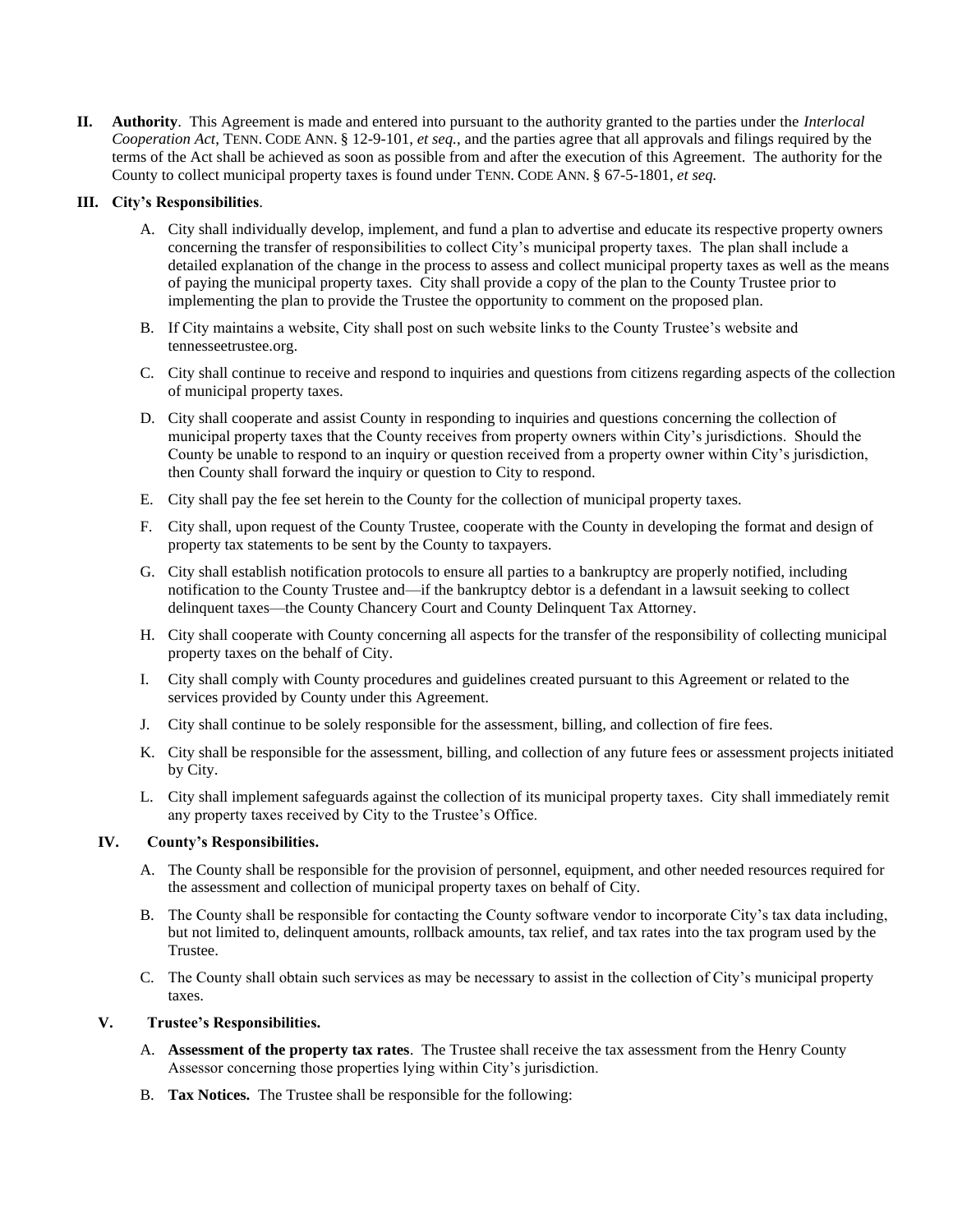**II. Authority**. This Agreement is made and entered into pursuant to the authority granted to the parties under the *Interlocal Cooperation Act*, TENN. CODE ANN. § 12-9-101, *et seq.*, and the parties agree that all approvals and filings required by the terms of the Act shall be achieved as soon as possible from and after the execution of this Agreement. The authority for the County to collect municipal property taxes is found under TENN. CODE ANN. § 67-5-1801, *et seq.*

**III. City's Responsibilities**.

A. City shall individually develop, implement, and fund a plan to advertise and educate its respective property owners concerning the transfer of responsibilities to collect City's municipal property taxes. The plan shall include a detailed explanation of the change in the process to assess and collect municipal property taxes as well as the means of paying the municipal property taxes. City shall provide a copy of the plan to the County Trustee prior to implementing the plan to provide the Trustee the opportunity to comment on the proposed plan.

B. If City maintains a website, City shall post on such website links to the County Trustee's website and tennesseetrustee.org.

C. City shall continue to receive and respond to inquiries and questions from citizens regarding aspects of the collection of municipal property taxes.

D. City shall cooperate and assist County in responding to inquiries and questions concerning the collection of municipal property taxes that the County receives from property owners within City's jurisdictions. Should the County be unable to respond to an inquiry or question received from a property owner within City's jurisdiction, then County shall forward the inquiry or question to City to respond.

E. City shall pay the fee set herein to the County for the collection of municipal property taxes.

F. City shall, upon request of the County Trustee, cooperate with the County in developing the format and design of property tax statements to be sent by the County to taxpayers.

G. City shall establish notification protocols to ensure all parties to a bankruptcy are properly notified, including notification to the County Trustee and—if the bankruptcy debtor is a defendant in a lawsuit seeking to collect delinquent taxes—the County Chancery Court and County Delinquent Tax Attorney.

H. City shall cooperate with County concerning all aspects for the transfer of the responsibility of collecting municipal property taxes on the behalf of City.

I. City shall comply with County procedures and guidelines created pursuant to this Agreement or related to the services provided by County under this Agreement.

J. City shall continue to be solely responsible for the assessment, billing, and collection of fire fees.

K. City shall be responsible for the assessment, billing, and collection of any future fees or assessment projects initiated by City.

L. City shall implement safeguards against the collection of its municipal property taxes. City shall immediately remit any property taxes received by City to the Trustee's Office.

**IV. County's Responsibilities.**

A. The County shall be responsible for the provision of personnel, equipment, and other needed resources required for the assessment and collection of municipal property taxes on behalf of City.

B. The County shall be responsible for contacting the County software vendor to incorporate City's tax data including, but not limited to, delinquent amounts, rollback amounts, tax relief, and tax rates into the tax program used by the Trustee.

C. The County shall obtain such services as may be necessary to assist in the collection of City's municipal property taxes.

**V. Trustee's Responsibilities.**

A. **Assessment of the property tax rates**. The Trustee shall receive the tax assessment from the Henry County Assessor concerning those properties lying within City's jurisdiction.

B. **Tax Notices.** The Trustee shall be responsible for the following: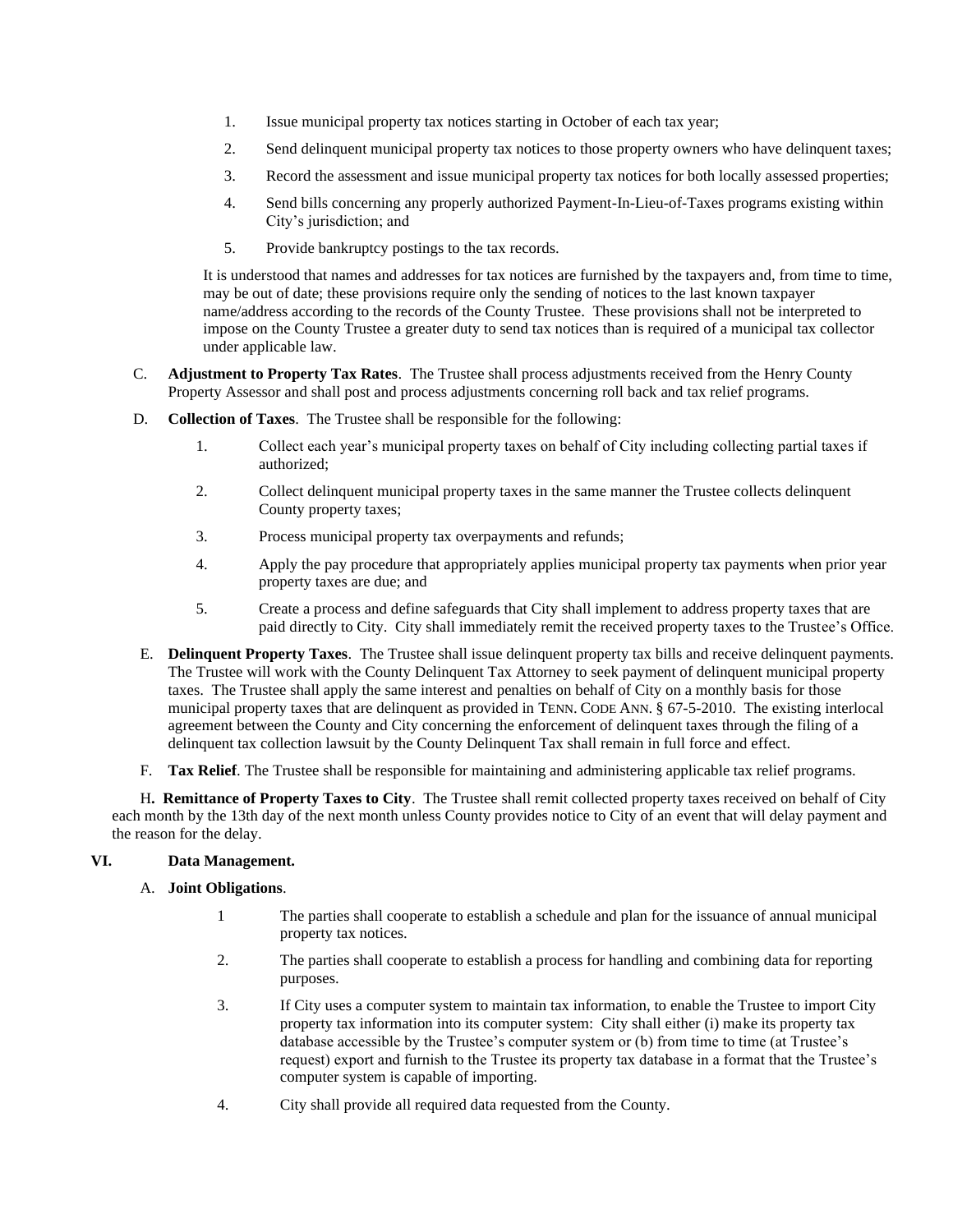1. Issue municipal property tax notices starting in October of each tax year;
2. Send delinquent municipal property tax notices to those property owners who have delinquent taxes;
3. Record the assessment and issue municipal property tax notices for both locally assessed properties;
4. Send bills concerning any properly authorized Payment-In-Lieu-of-Taxes programs existing within City's jurisdiction; and
5. Provide bankruptcy postings to the tax records.

It is understood that names and addresses for tax notices are furnished by the taxpayers and, from time to time, may be out of date; these provisions require only the sending of notices to the last known taxpayer name/address according to the records of the County Trustee. These provisions shall not be interpreted to impose on the County Trustee a greater duty to send tax notices than is required of a municipal tax collector under applicable law.

C. **Adjustment to Property Tax Rates**. The Trustee shall process adjustments received from the Henry County Property Assessor and shall post and process adjustments concerning roll back and tax relief programs.

D. **Collection of Taxes**. The Trustee shall be responsible for the following:

1. Collect each year's municipal property taxes on behalf of City including collecting partial taxes if authorized;
2. Collect delinquent municipal property taxes in the same manner the Trustee collects delinquent County property taxes;
3. Process municipal property tax overpayments and refunds;
4. Apply the pay procedure that appropriately applies municipal property tax payments when prior year property taxes are due; and
5. Create a process and define safeguards that City shall implement to address property taxes that are paid directly to City. City shall immediately remit the received property taxes to the Trustee's Office.

E. **Delinquent Property Taxes**. The Trustee shall issue delinquent property tax bills and receive delinquent payments. The Trustee will work with the County Delinquent Tax Attorney to seek payment of delinquent municipal property taxes. The Trustee shall apply the same interest and penalties on behalf of City on a monthly basis for those municipal property taxes that are delinquent as provided in TENN. CODE ANN. § 67-5-2010. The existing interlocal agreement between the County and City concerning the enforcement of delinquent taxes through the filing of a delinquent tax collection lawsuit by the County Delinquent Tax shall remain in full force and effect.

F. **Tax Relief**. The Trustee shall be responsible for maintaining and administering applicable tax relief programs.

H**. Remittance of Property Taxes to City**. The Trustee shall remit collected property taxes received on behalf of City each month by the 13th day of the next month unless County provides notice to City of an event that will delay payment and the reason for the delay.

## VI. Data Management.

A. **Joint Obligations**.

1 The parties shall cooperate to establish a schedule and plan for the issuance of annual municipal property tax notices.

2. The parties shall cooperate to establish a process for handling and combining data for reporting purposes.

3. If City uses a computer system to maintain tax information, to enable the Trustee to import City property tax information into its computer system: City shall either (i) make its property tax database accessible by the Trustee's computer system or (b) from time to time (at Trustee's request) export and furnish to the Trustee its property tax database in a format that the Trustee's computer system is capable of importing.

4. City shall provide all required data requested from the County.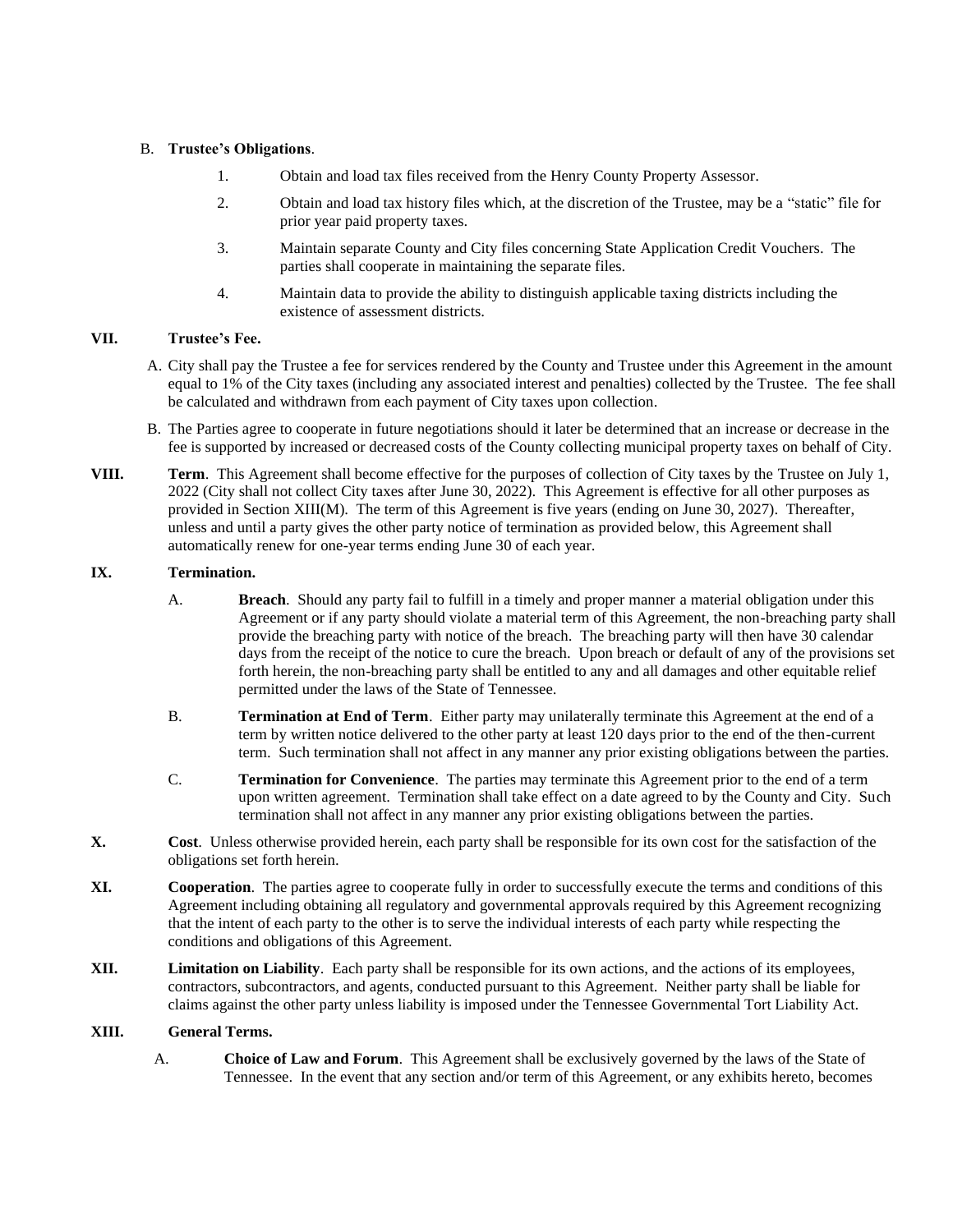B. **Trustee's Obligations**.

1. Obtain and load tax files received from the Henry County Property Assessor.

2. Obtain and load tax history files which, at the discretion of the Trustee, may be a "static" file for prior year paid property taxes.

3. Maintain separate County and City files concerning State Application Credit Vouchers. The parties shall cooperate in maintaining the separate files.

4. Maintain data to provide the ability to distinguish applicable taxing districts including the existence of assessment districts.

**VII. Trustee's Fee.**

A. City shall pay the Trustee a fee for services rendered by the County and Trustee under this Agreement in the amount equal to 1% of the City taxes (including any associated interest and penalties) collected by the Trustee. The fee shall be calculated and withdrawn from each payment of City taxes upon collection.

B. The Parties agree to cooperate in future negotiations should it later be determined that an increase or decrease in the fee is supported by increased or decreased costs of the County collecting municipal property taxes on behalf of City.

**VIII. Term**. This Agreement shall become effective for the purposes of collection of City taxes by the Trustee on July 1, 2022 (City shall not collect City taxes after June 30, 2022). This Agreement is effective for all other purposes as provided in Section XIII(M). The term of this Agreement is five years (ending on June 30, 2027). Thereafter, unless and until a party gives the other party notice of termination as provided below, this Agreement shall automatically renew for one-year terms ending June 30 of each year.

**IX. Termination.**

A. **Breach**. Should any party fail to fulfill in a timely and proper manner a material obligation under this Agreement or if any party should violate a material term of this Agreement, the non-breaching party shall provide the breaching party with notice of the breach. The breaching party will then have 30 calendar days from the receipt of the notice to cure the breach. Upon breach or default of any of the provisions set forth herein, the non-breaching party shall be entitled to any and all damages and other equitable relief permitted under the laws of the State of Tennessee.

B. **Termination at End of Term**. Either party may unilaterally terminate this Agreement at the end of a term by written notice delivered to the other party at least 120 days prior to the end of the then-current term. Such termination shall not affect in any manner any prior existing obligations between the parties.

C. **Termination for Convenience**. The parties may terminate this Agreement prior to the end of a term upon written agreement. Termination shall take effect on a date agreed to by the County and City. Such termination shall not affect in any manner any prior existing obligations between the parties.

**X. Cost**. Unless otherwise provided herein, each party shall be responsible for its own cost for the satisfaction of the obligations set forth herein.

**XI. Cooperation**. The parties agree to cooperate fully in order to successfully execute the terms and conditions of this Agreement including obtaining all regulatory and governmental approvals required by this Agreement recognizing that the intent of each party to the other is to serve the individual interests of each party while respecting the conditions and obligations of this Agreement.

**XII. Limitation on Liability**. Each party shall be responsible for its own actions, and the actions of its employees, contractors, subcontractors, and agents, conducted pursuant to this Agreement. Neither party shall be liable for claims against the other party unless liability is imposed under the Tennessee Governmental Tort Liability Act.

**XIII. General Terms.**

A. **Choice of Law and Forum**. This Agreement shall be exclusively governed by the laws of the State of Tennessee. In the event that any section and/or term of this Agreement, or any exhibits hereto, becomes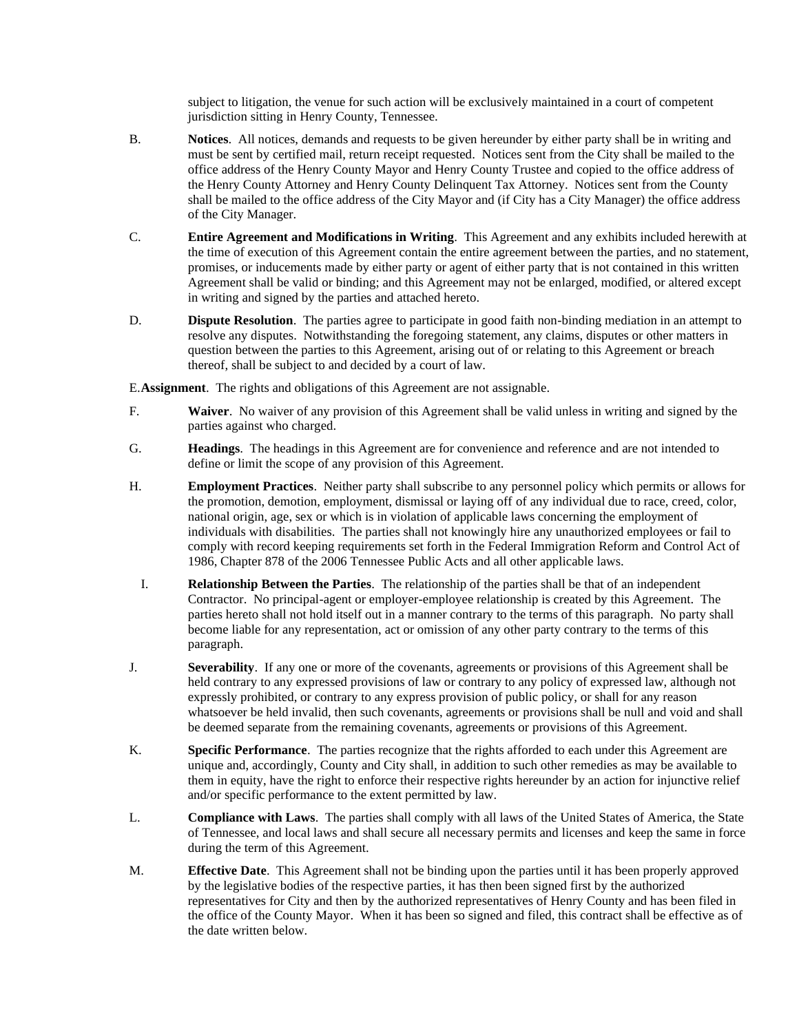subject to litigation, the venue for such action will be exclusively maintained in a court of competent jurisdiction sitting in Henry County, Tennessee.

B. **Notices**. All notices, demands and requests to be given hereunder by either party shall be in writing and must be sent by certified mail, return receipt requested. Notices sent from the City shall be mailed to the office address of the Henry County Mayor and Henry County Trustee and copied to the office address of the Henry County Attorney and Henry County Delinquent Tax Attorney. Notices sent from the County shall be mailed to the office address of the City Mayor and (if City has a City Manager) the office address of the City Manager.

C. **Entire Agreement and Modifications in Writing**. This Agreement and any exhibits included herewith at the time of execution of this Agreement contain the entire agreement between the parties, and no statement, promises, or inducements made by either party or agent of either party that is not contained in this written Agreement shall be valid or binding; and this Agreement may not be enlarged, modified, or altered except in writing and signed by the parties and attached hereto.

D. **Dispute Resolution**. The parties agree to participate in good faith non-binding mediation in an attempt to resolve any disputes. Notwithstanding the foregoing statement, any claims, disputes or other matters in question between the parties to this Agreement, arising out of or relating to this Agreement or breach thereof, shall be subject to and decided by a court of law.

E. **Assignment**. The rights and obligations of this Agreement are not assignable.

F. **Waiver**. No waiver of any provision of this Agreement shall be valid unless in writing and signed by the parties against who charged.

G. **Headings**. The headings in this Agreement are for convenience and reference and are not intended to define or limit the scope of any provision of this Agreement.

H. **Employment Practices**. Neither party shall subscribe to any personnel policy which permits or allows for the promotion, demotion, employment, dismissal or laying off of any individual due to race, creed, color, national origin, age, sex or which is in violation of applicable laws concerning the employment of individuals with disabilities. The parties shall not knowingly hire any unauthorized employees or fail to comply with record keeping requirements set forth in the Federal Immigration Reform and Control Act of 1986, Chapter 878 of the 2006 Tennessee Public Acts and all other applicable laws.

I. **Relationship Between the Parties**. The relationship of the parties shall be that of an independent Contractor. No principal-agent or employer-employee relationship is created by this Agreement. The parties hereto shall not hold itself out in a manner contrary to the terms of this paragraph. No party shall become liable for any representation, act or omission of any other party contrary to the terms of this paragraph.

J. **Severability**. If any one or more of the covenants, agreements or provisions of this Agreement shall be held contrary to any expressed provisions of law or contrary to any policy of expressed law, although not expressly prohibited, or contrary to any express provision of public policy, or shall for any reason whatsoever be held invalid, then such covenants, agreements or provisions shall be null and void and shall be deemed separate from the remaining covenants, agreements or provisions of this Agreement.

K. **Specific Performance**. The parties recognize that the rights afforded to each under this Agreement are unique and, accordingly, County and City shall, in addition to such other remedies as may be available to them in equity, have the right to enforce their respective rights hereunder by an action for injunctive relief and/or specific performance to the extent permitted by law.

L. **Compliance with Laws**. The parties shall comply with all laws of the United States of America, the State of Tennessee, and local laws and shall secure all necessary permits and licenses and keep the same in force during the term of this Agreement.

M. **Effective Date**. This Agreement shall not be binding upon the parties until it has been properly approved by the legislative bodies of the respective parties, it has then been signed first by the authorized representatives for City and then by the authorized representatives of Henry County and has been filed in the office of the County Mayor. When it has been so signed and filed, this contract shall be effective as of the date written below.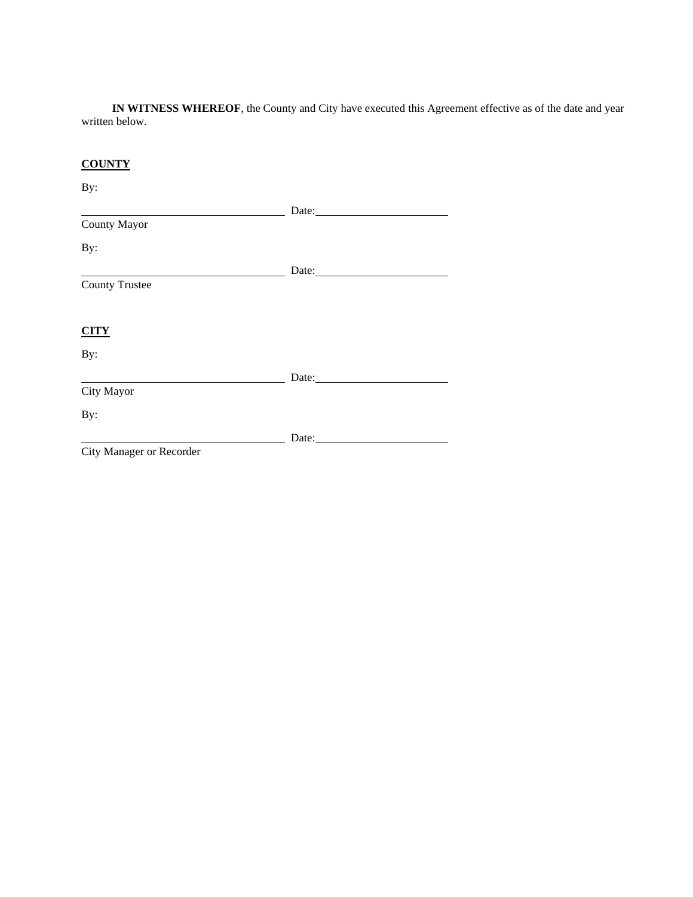**IN WITNESS WHEREOF**, the County and City have executed this Agreement effective as of the date and year written below.

**COUNTY**

By:

\_\_\_\_\_\_\_\_\_\_\_\_\_\_\_\_\_\_\_\_\_\_\_\_\_\_\_\_\_\_\_\_\_\_ Date:\_\_\_\_\_\_\_\_\_\_\_\_\_\_\_\_\_\_\_\_\_\_\_\_
County Mayor

By:

\_\_\_\_\_\_\_\_\_\_\_\_\_\_\_\_\_\_\_\_\_\_\_\_\_\_\_\_\_\_\_\_\_\_ Date:\_\_\_\_\_\_\_\_\_\_\_\_\_\_\_\_\_\_\_\_\_\_\_\_
County Trustee

**CITY**

By:

\_\_\_\_\_\_\_\_\_\_\_\_\_\_\_\_\_\_\_\_\_\_\_\_\_\_\_\_\_\_\_\_\_\_ Date:\_\_\_\_\_\_\_\_\_\_\_\_\_\_\_\_\_\_\_\_\_\_\_\_
City Mayor

By:

\_\_\_\_\_\_\_\_\_\_\_\_\_\_\_\_\_\_\_\_\_\_\_\_\_\_\_\_\_\_\_\_\_\_ Date:\_\_\_\_\_\_\_\_\_\_\_\_\_\_\_\_\_\_\_\_\_\_\_\_
City Manager or Recorder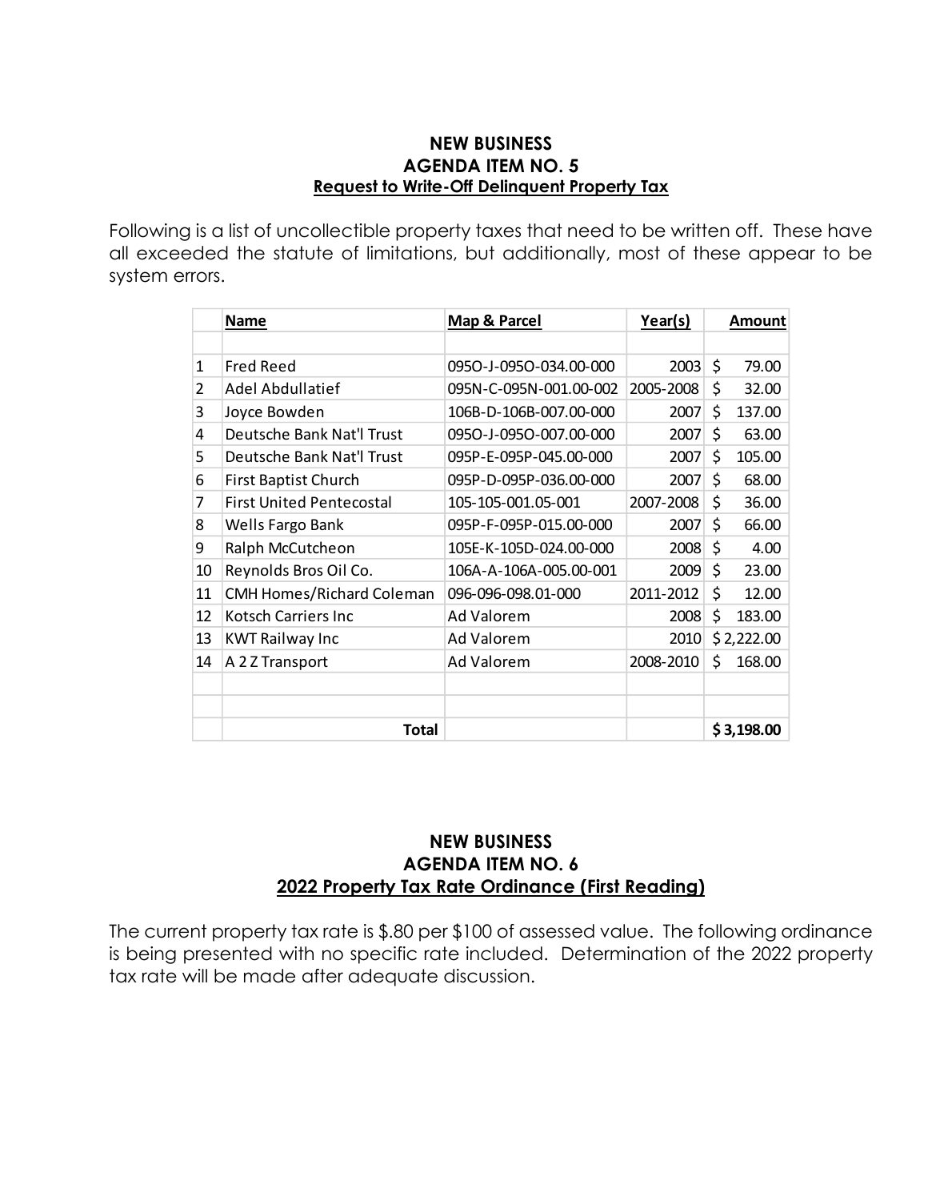**NEW BUSINESS**
**AGENDA ITEM NO. 5**
**Request to Write-Off Delinquent Property Tax**

Following is a list of uncollectible property taxes that need to be written off. These have all exceeded the statute of limitations, but additionally, most of these appear to be system errors.

| | Name | Map & Parcel | Year(s) | Amount |
|---|---|---|---|---|
| | | | | |
| 1 | Fred Reed | 095O-J-095O-034.00-000 | 2003 | $ 79.00 |
| 2 | Adel Abdullatief | 095N-C-095N-001.00-002 | 2005-2008 | $ 32.00 |
| 3 | Joyce Bowden | 106B-D-106B-007.00-000 | 2007 | $ 137.00 |
| 4 | Deutsche Bank Nat'l Trust | 095O-J-095O-007.00-000 | 2007 | $ 63.00 |
| 5 | Deutsche Bank Nat'l Trust | 095P-E-095P-045.00-000 | 2007 | $ 105.00 |
| 6 | First Baptist Church | 095P-D-095P-036.00-000 | 2007 | $ 68.00 |
| 7 | First United Pentecostal | 105-105-001.05-001 | 2007-2008 | $ 36.00 |
| 8 | Wells Fargo Bank | 095P-F-095P-015.00-000 | 2007 | $ 66.00 |
| 9 | Ralph McCutcheon | 105E-K-105D-024.00-000 | 2008 | $ 4.00 |
| 10 | Reynolds Bros Oil Co. | 106A-A-106A-005.00-001 | 2009 | $ 23.00 |
| 11 | CMH Homes/Richard Coleman | 096-096-098.01-000 | 2011-2012 | $ 12.00 |
| 12 | Kotsch Carriers Inc | Ad Valorem | 2008 | $ 183.00 |
| 13 | KWT Railway Inc | Ad Valorem | 2010 | $ 2,222.00 |
| 14 | A 2 Z Transport | Ad Valorem | 2008-2010 | $ 168.00 |
| | | | | |
| | | | | |
| | **Total** | | | **$ 3,198.00** |

**NEW BUSINESS**
**AGENDA ITEM NO. 6**
**2022 Property Tax Rate Ordinance (First Reading)**

The current property tax rate is $.80 per $100 of assessed value. The following ordinance is being presented with no specific rate included. Determination of the 2022 property tax rate will be made after adequate discussion.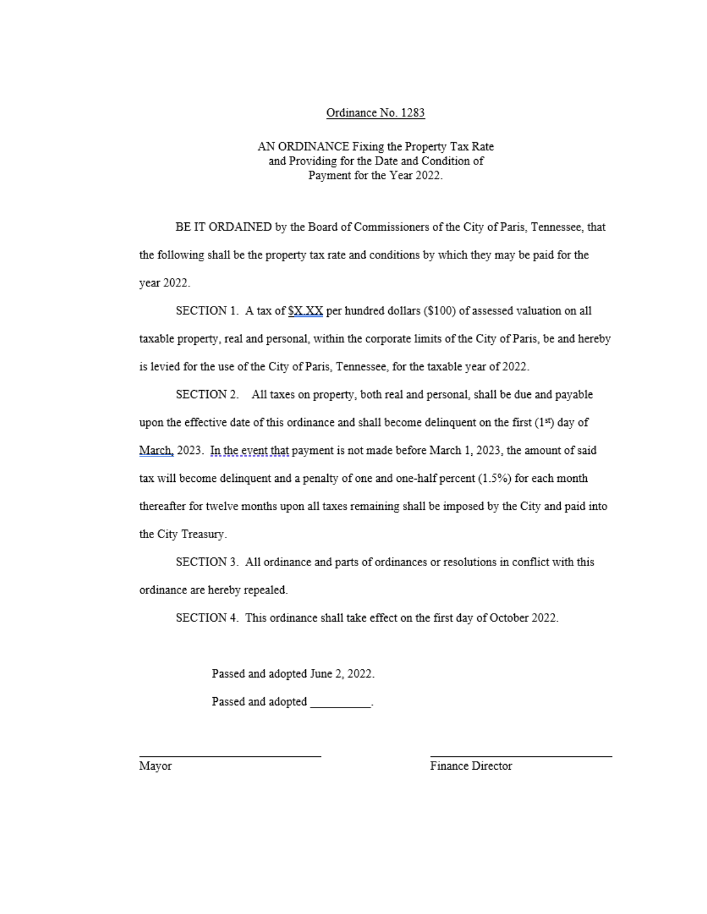Ordinance No. 1283

AN ORDINANCE Fixing the Property Tax Rate and Providing for the Date and Condition of Payment for the Year 2022.

BE IT ORDAINED by the Board of Commissioners of the City of Paris, Tennessee, that the following shall be the property tax rate and conditions by which they may be paid for the year 2022.

SECTION 1. A tax of $X.XX per hundred dollars ($100) of assessed valuation on all taxable property, real and personal, within the corporate limits of the City of Paris, be and hereby is levied for the use of the City of Paris, Tennessee, for the taxable year of 2022.

SECTION 2. All taxes on property, both real and personal, shall be due and payable upon the effective date of this ordinance and shall become delinquent on the first (1st) day of March, 2023. In the event that payment is not made before March 1, 2023, the amount of said tax will become delinquent and a penalty of one and one-half percent (1.5%) for each month thereafter for twelve months upon all taxes remaining shall be imposed by the City and paid into the City Treasury.

SECTION 3. All ordinance and parts of ordinances or resolutions in conflict with this ordinance are hereby repealed.

SECTION 4. This ordinance shall take effect on the first day of October 2022.

Passed and adopted June 2, 2022.

Passed and adopted __________.

______________________________ Mayor

______________________________ Finance Director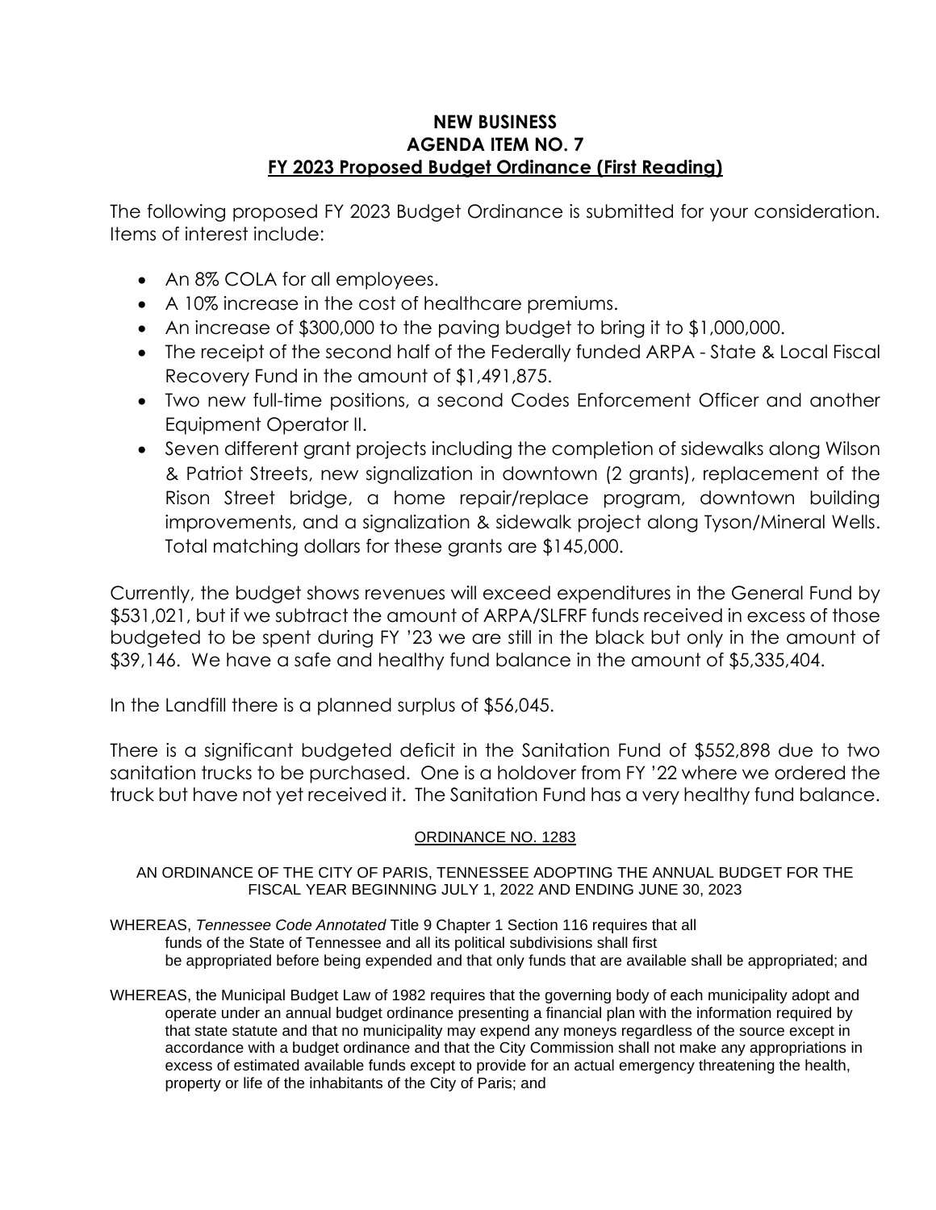**NEW BUSINESS**
**AGENDA ITEM NO. 7**
**FY 2023 Proposed Budget Ordinance (First Reading)**

The following proposed FY 2023 Budget Ordinance is submitted for your consideration. Items of interest include:

- An 8% COLA for all employees.
- A 10% increase in the cost of healthcare premiums.
- An increase of $300,000 to the paving budget to bring it to $1,000,000.
- The receipt of the second half of the Federally funded ARPA - State & Local Fiscal Recovery Fund in the amount of $1,491,875.
- Two new full-time positions, a second Codes Enforcement Officer and another Equipment Operator II.
- Seven different grant projects including the completion of sidewalks along Wilson & Patriot Streets, new signalization in downtown (2 grants), replacement of the Rison Street bridge, a home repair/replace program, downtown building improvements, and a signalization & sidewalk project along Tyson/Mineral Wells. Total matching dollars for these grants are $145,000.

Currently, the budget shows revenues will exceed expenditures in the General Fund by $531,021, but if we subtract the amount of ARPA/SLFRF funds received in excess of those budgeted to be spent during FY '23 we are still in the black but only in the amount of $39,146. We have a safe and healthy fund balance in the amount of $5,335,404.

In the Landfill there is a planned surplus of $56,045.

There is a significant budgeted deficit in the Sanitation Fund of $552,898 due to two sanitation trucks to be purchased. One is a holdover from FY '22 where we ordered the truck but have not yet received it. The Sanitation Fund has a very healthy fund balance.

ORDINANCE NO. 1283

AN ORDINANCE OF THE CITY OF PARIS, TENNESSEE ADOPTING THE ANNUAL BUDGET FOR THE FISCAL YEAR BEGINNING JULY 1, 2022 AND ENDING JUNE 30, 2023

WHEREAS, *Tennessee Code Annotated* Title 9 Chapter 1 Section 116 requires that all funds of the State of Tennessee and all its political subdivisions shall first be appropriated before being expended and that only funds that are available shall be appropriated; and

WHEREAS, the Municipal Budget Law of 1982 requires that the governing body of each municipality adopt and operate under an annual budget ordinance presenting a financial plan with the information required by that state statute and that no municipality may expend any moneys regardless of the source except in accordance with a budget ordinance and that the City Commission shall not make any appropriations in excess of estimated available funds except to provide for an actual emergency threatening the health, property or life of the inhabitants of the City of Paris; and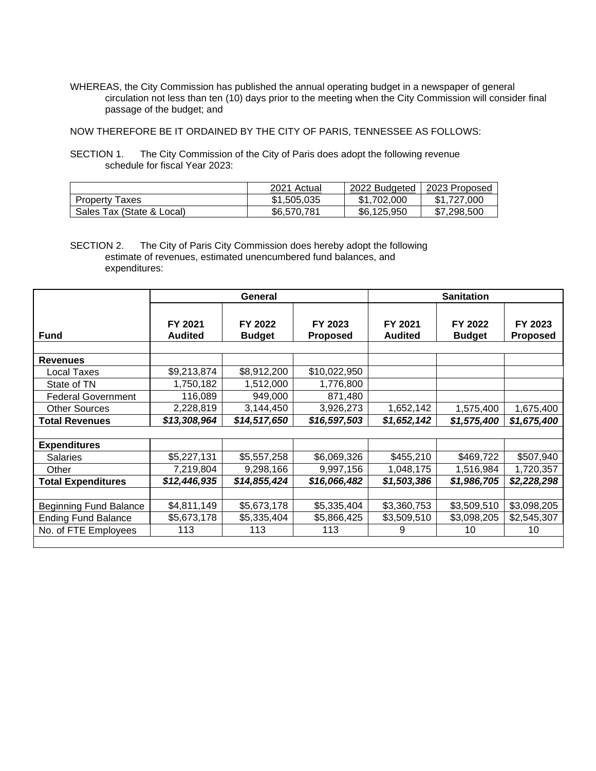WHEREAS, the City Commission has published the annual operating budget in a newspaper of general circulation not less than ten (10) days prior to the meeting when the City Commission will consider final passage of the budget; and

NOW THEREFORE BE IT ORDAINED BY THE CITY OF PARIS, TENNESSEE AS FOLLOWS:

SECTION 1. The City Commission of the City of Paris does adopt the following revenue schedule for fiscal Year 2023:

| | 2021 Actual | 2022 Budgeted | 2023 Proposed |
|---|---|---|---|
| Property Taxes | $1,505,035 | $1,702,000 | $1,727,000 |
| Sales Tax (State & Local) | $6,570,781 | $6,125,950 | $7,298,500 |

SECTION 2. The City of Paris City Commission does hereby adopt the following estimate of revenues, estimated unencumbered fund balances, and expenditures:

| | General | | | Sanitation | | |
|---|---|---|---|---|---|---|
| **Fund** | **FY 2021 Audited** | **FY 2022 Budget** | **FY 2023 Proposed** | **FY 2021 Audited** | **FY 2022 Budget** | **FY 2023 Proposed** |
| | | | | | | |
| **Revenues** | | | | | | |
| Local Taxes | $9,213,874 | $8,912,200 | $10,022,950 | | | |
| State of TN | 1,750,182 | 1,512,000 | 1,776,800 | | | |
| Federal Government | 116,089 | 949,000 | 871,480 | | | |
| Other Sources | 2,228,819 | 3,144,450 | 3,926,273 | 1,652,142 | 1,575,400 | 1,675,400 |
| **Total Revenues** | ***$13,308,964*** | ***$14,517,650*** | ***$16,597,503*** | ***$1,652,142*** | ***$1,575,400*** | ***$1,675,400*** |
| | | | | | | |
| **Expenditures** | | | | | | |
| Salaries | $5,227,131 | $5,557,258 | $6,069,326 | $455,210 | $469,722 | $507,940 |
| Other | 7,219,804 | 9,298,166 | 9,997,156 | 1,048,175 | 1,516,984 | 1,720,357 |
| **Total Expenditures** | ***$12,446,935*** | ***$14,855,424*** | ***$16,066,482*** | ***$1,503,386*** | ***$1,986,705*** | ***$2,228,298*** |
| | | | | | | |
| Beginning Fund Balance | $4,811,149 | $5,673,178 | $5,335,404 | $3,360,753 | $3,509,510 | $3,098,205 |
| Ending Fund Balance | $5,673,178 | $5,335,404 | $5,866,425 | $3,509,510 | $3,098,205 | $2,545,307 |
| No. of FTE Employees | 113 | 113 | 113 | 9 | 10 | 10 |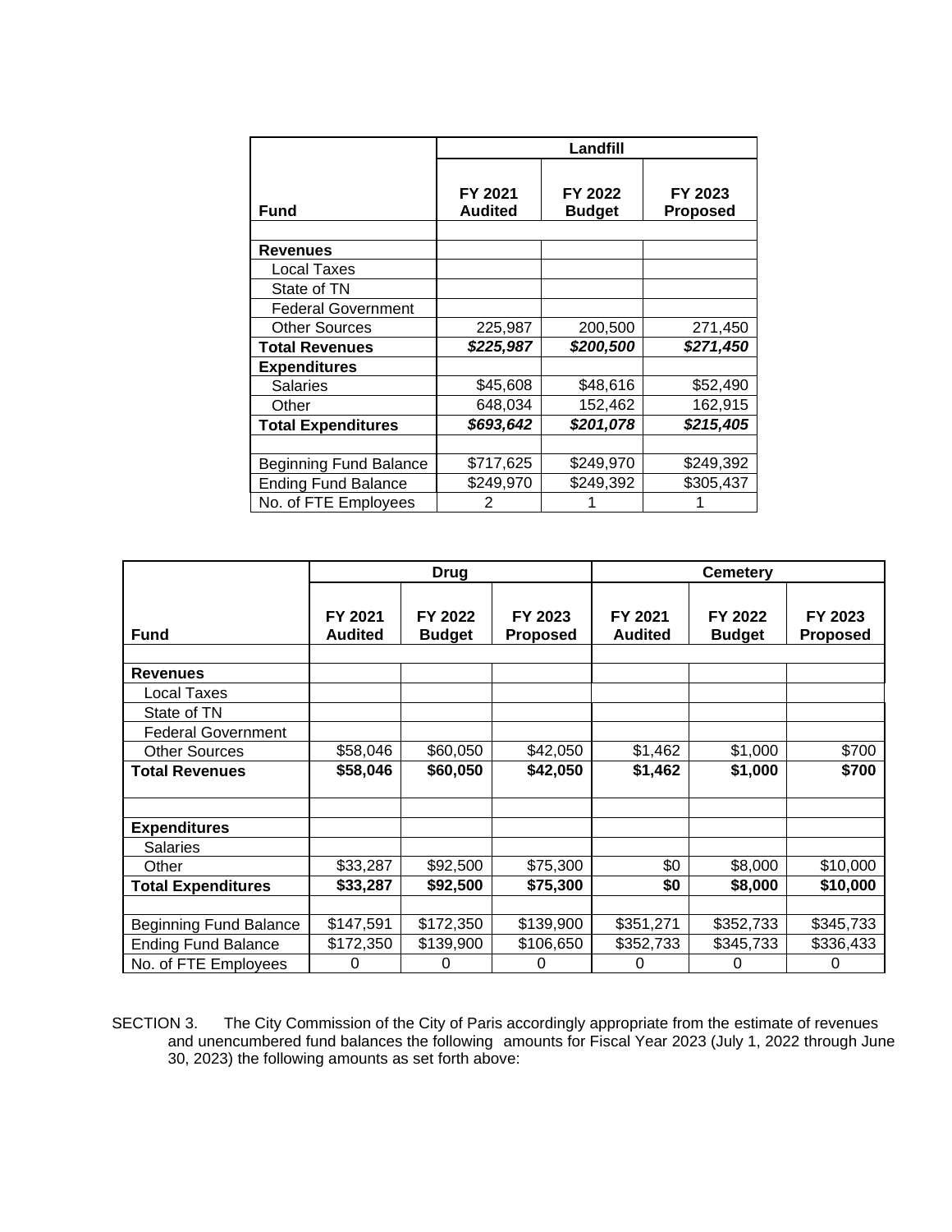| Fund | Landfill | | |
|---|---|---|---|
| | FY 2021 Audited | FY 2022 Budget | FY 2023 Proposed |
| | | | |
| **Revenues** | | | |
| Local Taxes | | | |
| State of TN | | | |
| Federal Government | | | |
| Other Sources | 225,987 | 200,500 | 271,450 |
| **Total Revenues** | ***$225,987*** | ***$200,500*** | ***$271,450*** |
| **Expenditures** | | | |
| Salaries | $45,608 | $48,616 | $52,490 |
| Other | 648,034 | 152,462 | 162,915 |
| **Total Expenditures** | ***$693,642*** | ***$201,078*** | ***$215,405*** |
| | | | |
| Beginning Fund Balance | $717,625 | $249,970 | $249,392 |
| Ending Fund Balance | $249,970 | $249,392 | $305,437 |
| No. of FTE Employees | 2 | 1 | 1 |

| Fund | Drug | | | Cemetery | | |
|---|---|---|---|---|---|---|
| | FY 2021 Audited | FY 2022 Budget | FY 2023 Proposed | FY 2021 Audited | FY 2022 Budget | FY 2023 Proposed |
| | | | | | | |
| **Revenues** | | | | | | |
| Local Taxes | | | | | | |
| State of TN | | | | | | |
| Federal Government | | | | | | |
| Other Sources | $58,046 | $60,050 | $42,050 | $1,462 | $1,000 | $700 |
| **Total Revenues** | **$58,046** | **$60,050** | **$42,050** | **$1,462** | **$1,000** | **$700** |
| | | | | | | |
| **Expenditures** | | | | | | |
| Salaries | | | | | | |
| Other | $33,287 | $92,500 | $75,300 | $0 | $8,000 | $10,000 |
| **Total Expenditures** | **$33,287** | **$92,500** | **$75,300** | **$0** | **$8,000** | **$10,000** |
| | | | | | | |
| Beginning Fund Balance | $147,591 | $172,350 | $139,900 | $351,271 | $352,733 | $345,733 |
| Ending Fund Balance | $172,350 | $139,900 | $106,650 | $352,733 | $345,733 | $336,433 |
| No. of FTE Employees | 0 | 0 | 0 | 0 | 0 | 0 |

SECTION 3. The City Commission of the City of Paris accordingly appropriate from the estimate of revenues and unencumbered fund balances the following amounts for Fiscal Year 2023 (July 1, 2022 through June 30, 2023) the following amounts as set forth above: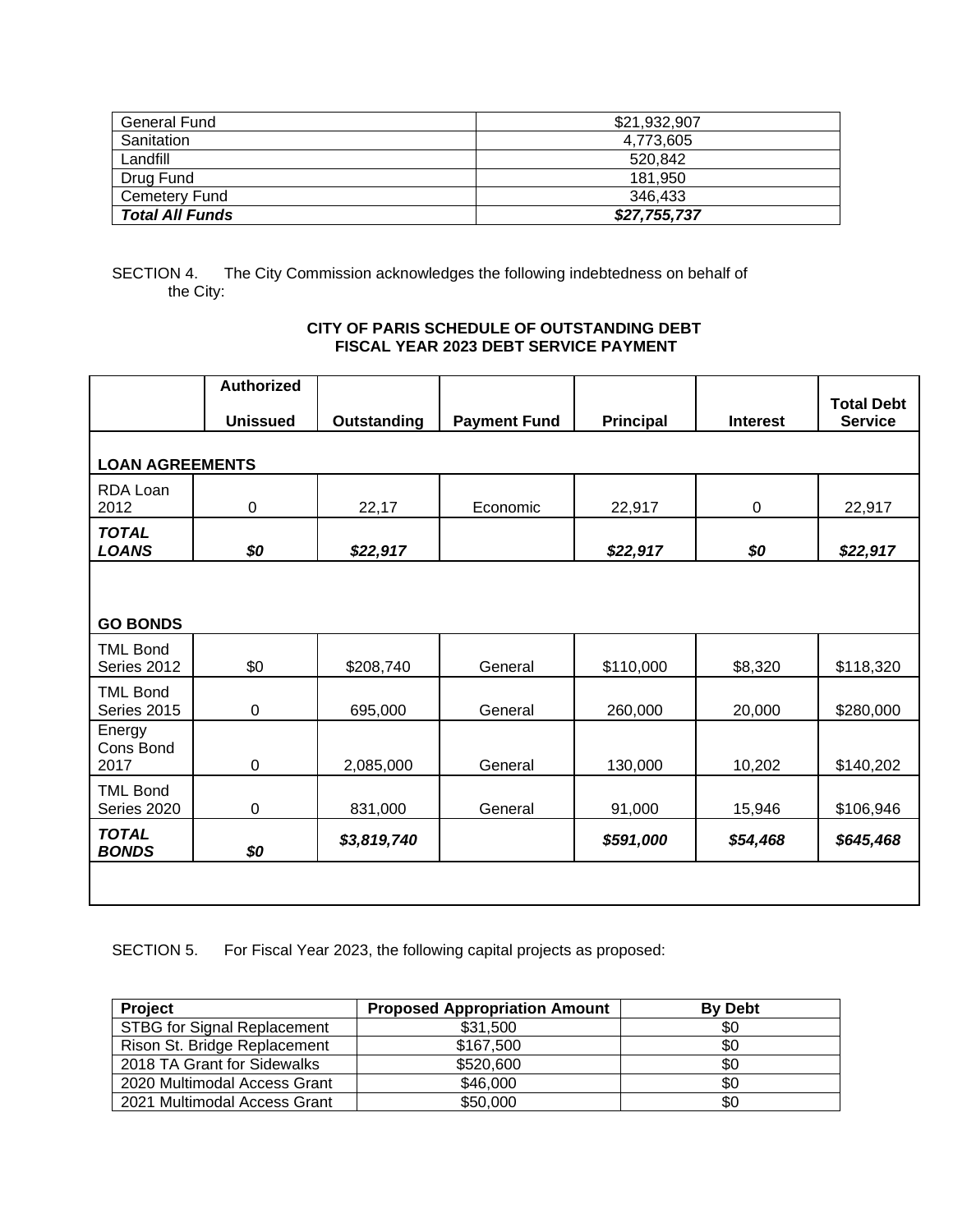| General Fund | $21,932,907 |
|---|---|
| Sanitation | 4,773,605 |
| Landfill | 520,842 |
| Drug Fund | 181,950 |
| Cemetery Fund | 346,433 |
| ***Total All Funds*** | ***$27,755,737*** |

SECTION 4. The City Commission acknowledges the following indebtedness on behalf of the City:

**CITY OF PARIS SCHEDULE OF OUTSTANDING DEBT**
**FISCAL YEAR 2023 DEBT SERVICE PAYMENT**

| | Authorized Unissued | Outstanding | Payment Fund | Principal | Interest | Total Debt Service |
|---|---|---|---|---|---|---|
| **LOAN AGREEMENTS** | | | | | | |
| RDA Loan 2012 | 0 | 22,17 | Economic | 22,917 | 0 | 22,917 |
| ***TOTAL LOANS*** | ***$0*** | ***$22,917*** | | ***$22,917*** | ***$0*** | ***$22,917*** |
| **GO BONDS** | | | | | | |
| TML Bond Series 2012 | $0 | $208,740 | General | $110,000 | $8,320 | $118,320 |
| TML Bond Series 2015 | 0 | 695,000 | General | 260,000 | 20,000 | $280,000 |
| Energy Cons Bond 2017 | 0 | 2,085,000 | General | 130,000 | 10,202 | $140,202 |
| TML Bond Series 2020 | 0 | 831,000 | General | 91,000 | 15,946 | $106,946 |
| ***TOTAL BONDS*** | ***$0*** | ***$3,819,740*** | | ***$591,000*** | ***$54,468*** | ***$645,468*** |

SECTION 5. For Fiscal Year 2023, the following capital projects as proposed:

| Project | Proposed Appropriation Amount | By Debt |
|---|---|---|
| STBG for Signal Replacement | $31,500 | $0 |
| Rison St. Bridge Replacement | $167,500 | $0 |
| 2018 TA Grant for Sidewalks | $520,600 | $0 |
| 2020 Multimodal Access Grant | $46,000 | $0 |
| 2021 Multimodal Access Grant | $50,000 | $0 |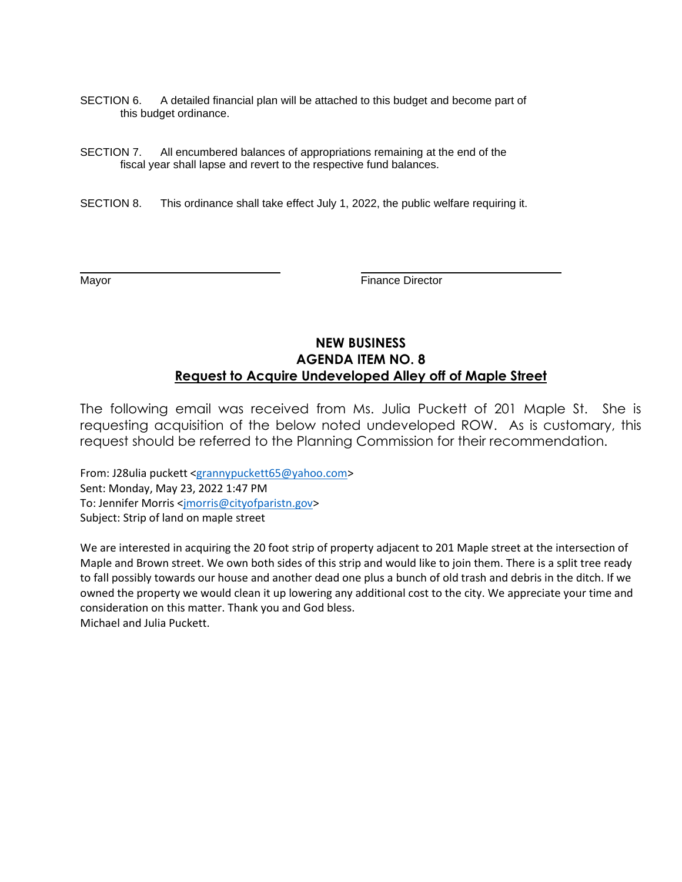SECTION 6. A detailed financial plan will be attached to this budget and become part of this budget ordinance.

SECTION 7. All encumbered balances of appropriations remaining at the end of the fiscal year shall lapse and revert to the respective fund balances.

SECTION 8. This ordinance shall take effect July 1, 2022, the public welfare requiring it.

Mayor

Finance Director

## NEW BUSINESS
## AGENDA ITEM NO. 8
## Request to Acquire Undeveloped Alley off of Maple Street

The following email was received from Ms. Julia Puckett of 201 Maple St. She is requesting acquisition of the below noted undeveloped ROW. As is customary, this request should be referred to the Planning Commission for their recommendation.

From: J28ulia puckett <grannypuckett65@yahoo.com>
Sent: Monday, May 23, 2022 1:47 PM
To: Jennifer Morris <jmorris@cityofparistn.gov>
Subject: Strip of land on maple street

We are interested in acquiring the 20 foot strip of property adjacent to 201 Maple street at the intersection of Maple and Brown street. We own both sides of this strip and would like to join them. There is a split tree ready to fall possibly towards our house and another dead one plus a bunch of old trash and debris in the ditch. If we owned the property we would clean it up lowering any additional cost to the city. We appreciate your time and consideration on this matter. Thank you and God bless.
Michael and Julia Puckett.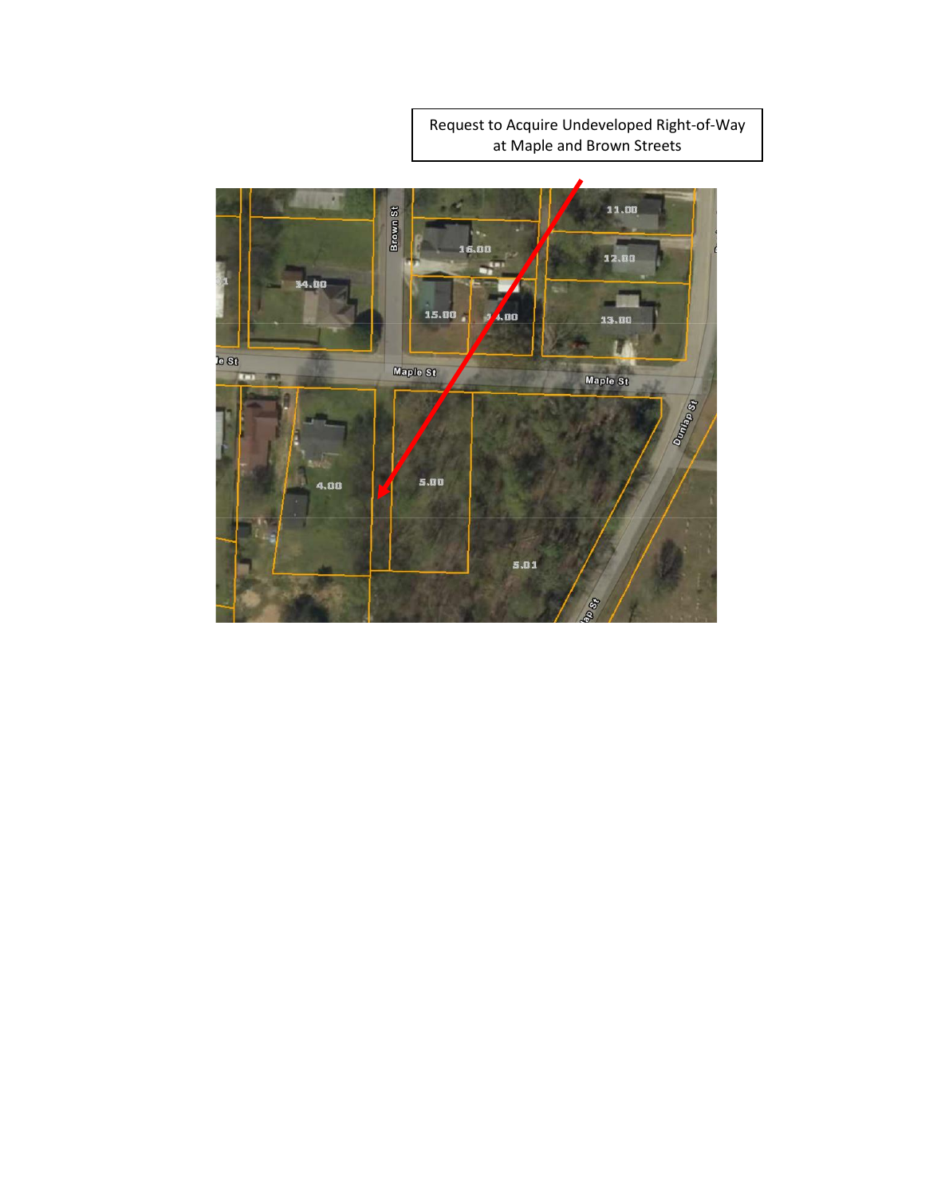Request to Acquire Undeveloped Right-of-Way at Maple and Brown Streets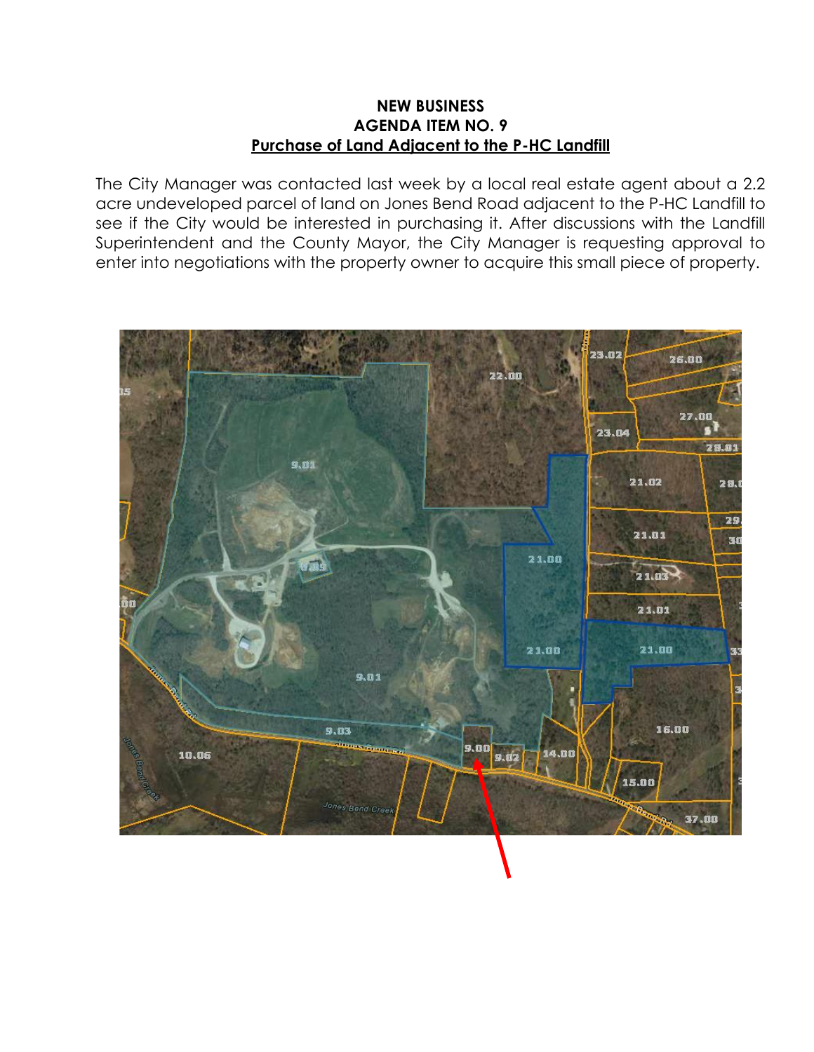**NEW BUSINESS**
**AGENDA ITEM NO. 9**
**Purchase of Land Adjacent to the P-HC Landfill**

The City Manager was contacted last week by a local real estate agent about a 2.2 acre undeveloped parcel of land on Jones Bend Road adjacent to the P-HC Landfill to see if the City would be interested in purchasing it. After discussions with the Landfill Superintendent and the County Mayor, the City Manager is requesting approval to enter into negotiations with the property owner to acquire this small piece of property.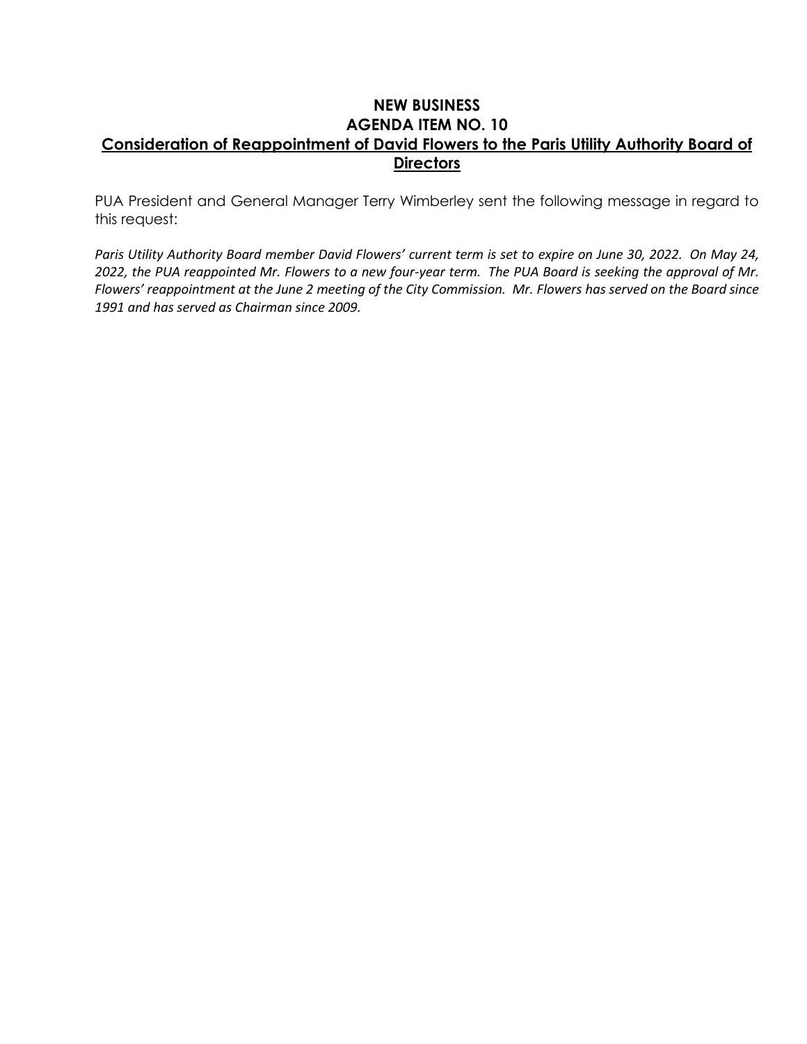**NEW BUSINESS**
**AGENDA ITEM NO. 10**
**Consideration of Reappointment of David Flowers to the Paris Utility Authority Board of Directors**

PUA President and General Manager Terry Wimberley sent the following message in regard to this request:

*Paris Utility Authority Board member David Flowers' current term is set to expire on June 30, 2022. On May 24, 2022, the PUA reappointed Mr. Flowers to a new four-year term. The PUA Board is seeking the approval of Mr. Flowers' reappointment at the June 2 meeting of the City Commission. Mr. Flowers has served on the Board since 1991 and has served as Chairman since 2009.*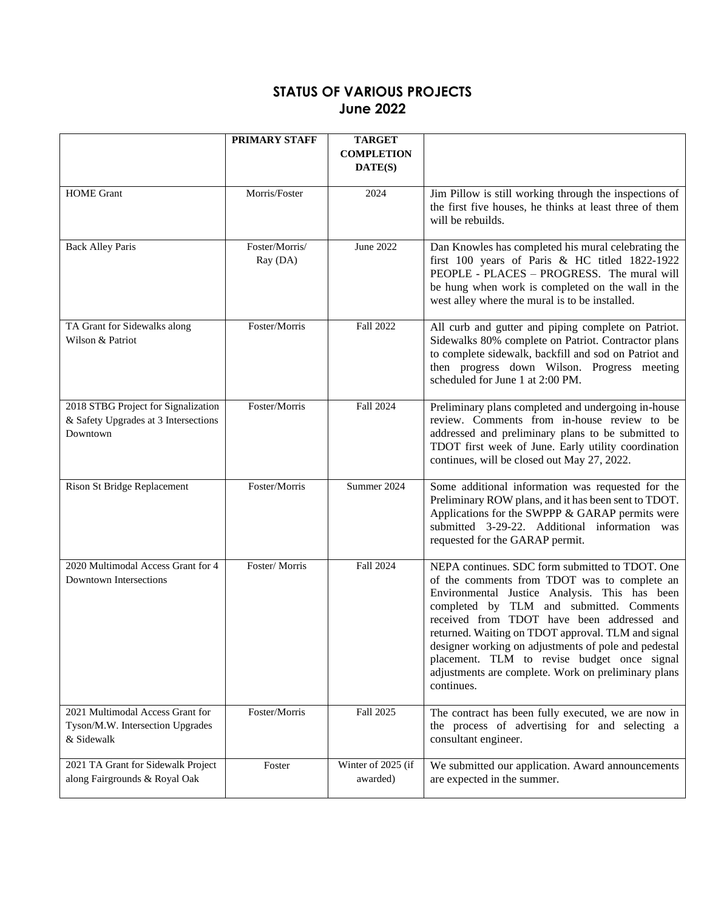# STATUS OF VARIOUS PROJECTS
## June 2022

| | PRIMARY STAFF | TARGET COMPLETION DATE(S) | |
|---|---|---|---|
| HOME Grant | Morris/Foster | 2024 | Jim Pillow is still working through the inspections of the first five houses, he thinks at least three of them will be rebuilds. |
| Back Alley Paris | Foster/Morris/ Ray (DA) | June 2022 | Dan Knowles has completed his mural celebrating the first 100 years of Paris & HC titled 1822-1922 PEOPLE - PLACES – PROGRESS. The mural will be hung when work is completed on the wall in the west alley where the mural is to be installed. |
| TA Grant for Sidewalks along Wilson & Patriot | Foster/Morris | Fall 2022 | All curb and gutter and piping complete on Patriot. Sidewalks 80% complete on Patriot. Contractor plans to complete sidewalk, backfill and sod on Patriot and then progress down Wilson. Progress meeting scheduled for June 1 at 2:00 PM. |
| 2018 STBG Project for Signalization & Safety Upgrades at 3 Intersections Downtown | Foster/Morris | Fall 2024 | Preliminary plans completed and undergoing in-house review. Comments from in-house review to be addressed and preliminary plans to be submitted to TDOT first week of June. Early utility coordination continues, will be closed out May 27, 2022. |
| Rison St Bridge Replacement | Foster/Morris | Summer 2024 | Some additional information was requested for the Preliminary ROW plans, and it has been sent to TDOT. Applications for the SWPPP & GARAP permits were submitted 3-29-22. Additional information was requested for the GARAP permit. |
| 2020 Multimodal Access Grant for 4 Downtown Intersections | Foster/ Morris | Fall 2024 | NEPA continues. SDC form submitted to TDOT. One of the comments from TDOT was to complete an Environmental Justice Analysis. This has been completed by TLM and submitted. Comments received from TDOT have been addressed and returned. Waiting on TDOT approval. TLM and signal designer working on adjustments of pole and pedestal placement. TLM to revise budget once signal adjustments are complete. Work on preliminary plans continues. |
| 2021 Multimodal Access Grant for Tyson/M.W. Intersection Upgrades & Sidewalk | Foster/Morris | Fall 2025 | The contract has been fully executed, we are now in the process of advertising for and selecting a consultant engineer. |
| 2021 TA Grant for Sidewalk Project along Fairgrounds & Royal Oak | Foster | Winter of 2025 (if awarded) | We submitted our application. Award announcements are expected in the summer. |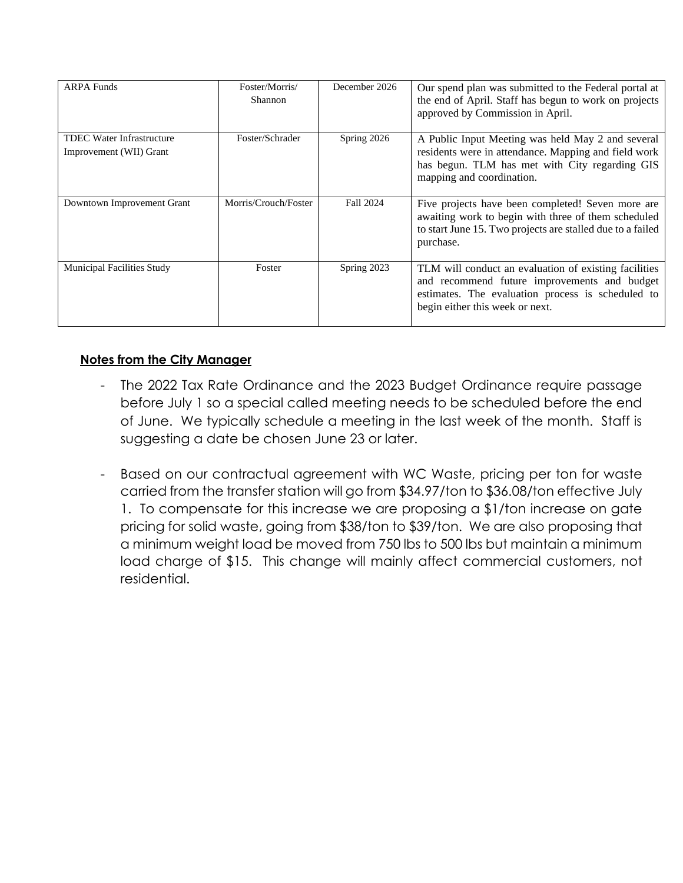| | | | |
|---|---|---|---|
| ARPA Funds | Foster/Morris/ Shannon | December 2026 | Our spend plan was submitted to the Federal portal at the end of April. Staff has begun to work on projects approved by Commission in April. |
| TDEC Water Infrastructure Improvement (WII) Grant | Foster/Schrader | Spring 2026 | A Public Input Meeting was held May 2 and several residents were in attendance. Mapping and field work has begun. TLM has met with City regarding GIS mapping and coordination. |
| Downtown Improvement Grant | Morris/Crouch/Foster | Fall 2024 | Five projects have been completed! Seven more are awaiting work to begin with three of them scheduled to start June 15. Two projects are stalled due to a failed purchase. |
| Municipal Facilities Study | Foster | Spring 2023 | TLM will conduct an evaluation of existing facilities and recommend future improvements and budget estimates. The evaluation process is scheduled to begin either this week or next. |

**Notes from the City Manager**

- The 2022 Tax Rate Ordinance and the 2023 Budget Ordinance require passage before July 1 so a special called meeting needs to be scheduled before the end of June. We typically schedule a meeting in the last week of the month. Staff is suggesting a date be chosen June 23 or later.

- Based on our contractual agreement with WC Waste, pricing per ton for waste carried from the transfer station will go from $34.97/ton to $36.08/ton effective July 1. To compensate for this increase we are proposing a $1/ton increase on gate pricing for solid waste, going from $38/ton to $39/ton. We are also proposing that a minimum weight load be moved from 750 lbs to 500 lbs but maintain a minimum load charge of $15. This change will mainly affect commercial customers, not residential.